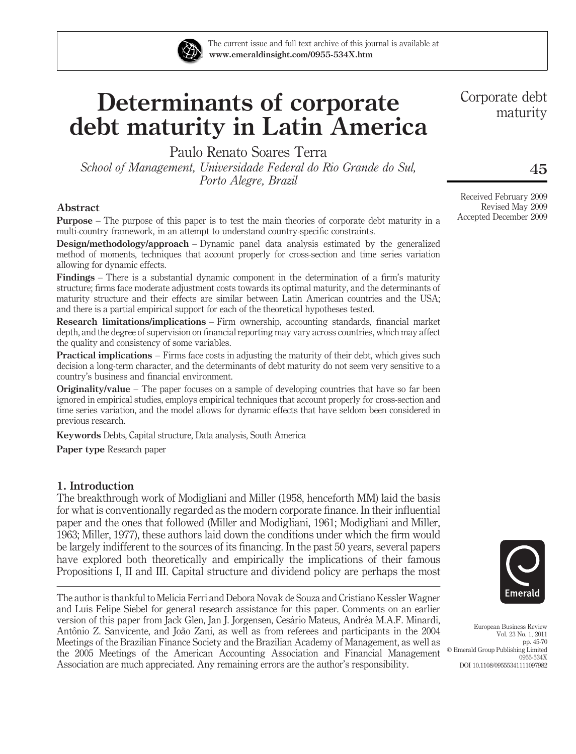# Determinants of corporate debt maturity in Latin America

Paulo Renato Soares Terra

*School of Management, Universidade Federal do Rio Grande do Sul, Porto Alegre, Brazil*

Received February 2009
Revised May 2009
Accepted December 2009

## Abstract

**Purpose** – The purpose of this paper is to test the main theories of corporate debt maturity in a multi-country framework, in an attempt to understand country-specific constraints.

**Design/methodology/approach** – Dynamic panel data analysis estimated by the generalized method of moments, techniques that account properly for cross-section and time series variation allowing for dynamic effects.

**Findings** – There is a substantial dynamic component in the determination of a firm's maturity structure; firms face moderate adjustment costs towards its optimal maturity, and the determinants of maturity structure and their effects are similar between Latin American countries and the USA; and there is a partial empirical support for each of the theoretical hypotheses tested.

**Research limitations/implications** – Firm ownership, accounting standards, financial market depth, and the degree of supervision on financial reporting may vary across countries, which may affect the quality and consistency of some variables.

**Practical implications** – Firms face costs in adjusting the maturity of their debt, which gives such decision a long-term character, and the determinants of debt maturity do not seem very sensitive to a country's business and financial environment.

**Originality/value** – The paper focuses on a sample of developing countries that have so far been ignored in empirical studies, employs empirical techniques that account properly for cross-section and time series variation, and the model allows for dynamic effects that have seldom been considered in previous research.

**Keywords** Debts, Capital structure, Data analysis, South America

**Paper type** Research paper

## 1. Introduction

The breakthrough work of Modigliani and Miller (1958, henceforth MM) laid the basis for what is conventionally regarded as the modern corporate finance. In their influential paper and the ones that followed (Miller and Modigliani, 1961; Modigliani and Miller, 1963; Miller, 1977), these authors laid down the conditions under which the firm would be largely indifferent to the sources of its financing. In the past 50 years, several papers have explored both theoretically and empirically the implications of their famous Propositions I, II and III. Capital structure and dividend policy are perhaps the most

---

The author is thankful to Melícia Ferri and Debora Novak de Souza and Cristiano Kessler Wagner and Luís Felipe Siebel for general research assistance for this paper. Comments on an earlier version of this paper from Jack Glen, Jan J. Jorgensen, Cesário Mateus, Andréa M.A.F. Minardi, Antônio Z. Sanvicente, and João Zani, as well as from referees and participants in the 2004 Meetings of the Brazilian Finance Society and the Brazilian Academy of Management, as well as the 2005 Meetings of the American Accounting Association and Financial Management Association are much appreciated. Any remaining errors are the author's responsibility.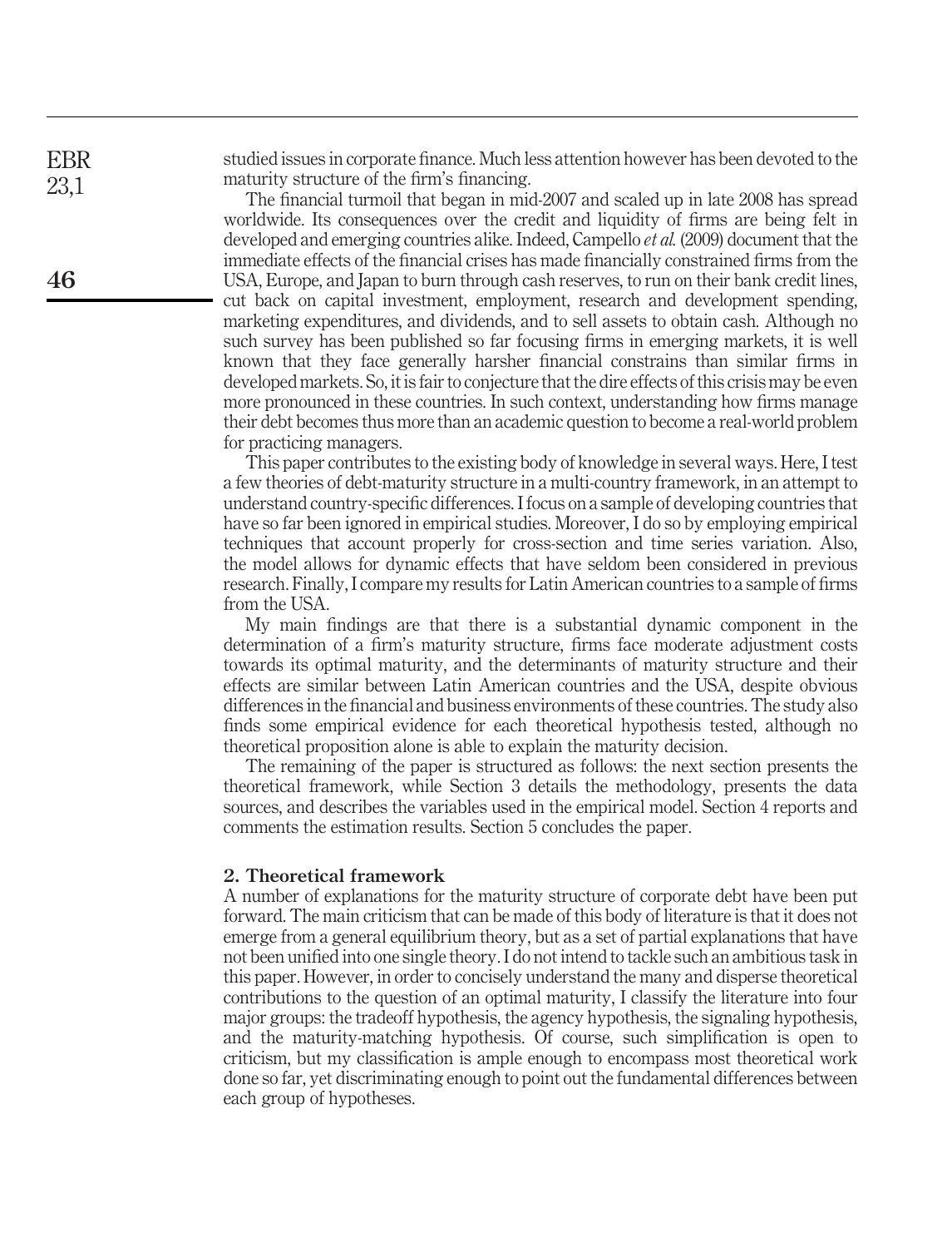studied issues in corporate finance. Much less attention however has been devoted to the maturity structure of the firm's financing.

The financial turmoil that began in mid-2007 and scaled up in late 2008 has spread worldwide. Its consequences over the credit and liquidity of firms are being felt in developed and emerging countries alike. Indeed, Campello *et al.* (2009) document that the immediate effects of the financial crises has made financially constrained firms from the USA, Europe, and Japan to burn through cash reserves, to run on their bank credit lines, cut back on capital investment, employment, research and development spending, marketing expenditures, and dividends, and to sell assets to obtain cash. Although no such survey has been published so far focusing firms in emerging markets, it is well known that they face generally harsher financial constrains than similar firms in developed markets. So, it is fair to conjecture that the dire effects of this crisis may be even more pronounced in these countries. In such context, understanding how firms manage their debt becomes thus more than an academic question to become a real-world problem for practicing managers.

This paper contributes to the existing body of knowledge in several ways. Here, I test a few theories of debt-maturity structure in a multi-country framework, in an attempt to understand country-specific differences. I focus on a sample of developing countries that have so far been ignored in empirical studies. Moreover, I do so by employing empirical techniques that account properly for cross-section and time series variation. Also, the model allows for dynamic effects that have seldom been considered in previous research. Finally, I compare my results for Latin American countries to a sample of firms from the USA.

My main findings are that there is a substantial dynamic component in the determination of a firm's maturity structure, firms face moderate adjustment costs towards its optimal maturity, and the determinants of maturity structure and their effects are similar between Latin American countries and the USA, despite obvious differences in the financial and business environments of these countries. The study also finds some empirical evidence for each theoretical hypothesis tested, although no theoretical proposition alone is able to explain the maturity decision.

The remaining of the paper is structured as follows: the next section presents the theoretical framework, while Section 3 details the methodology, presents the data sources, and describes the variables used in the empirical model. Section 4 reports and comments the estimation results. Section 5 concludes the paper.

## 2. Theoretical framework

A number of explanations for the maturity structure of corporate debt have been put forward. The main criticism that can be made of this body of literature is that it does not emerge from a general equilibrium theory, but as a set of partial explanations that have not been unified into one single theory. I do not intend to tackle such an ambitious task in this paper. However, in order to concisely understand the many and disperse theoretical contributions to the question of an optimal maturity, I classify the literature into four major groups: the tradeoff hypothesis, the agency hypothesis, the signaling hypothesis, and the maturity-matching hypothesis. Of course, such simplification is open to criticism, but my classification is ample enough to encompass most theoretical work done so far, yet discriminating enough to point out the fundamental differences between each group of hypotheses.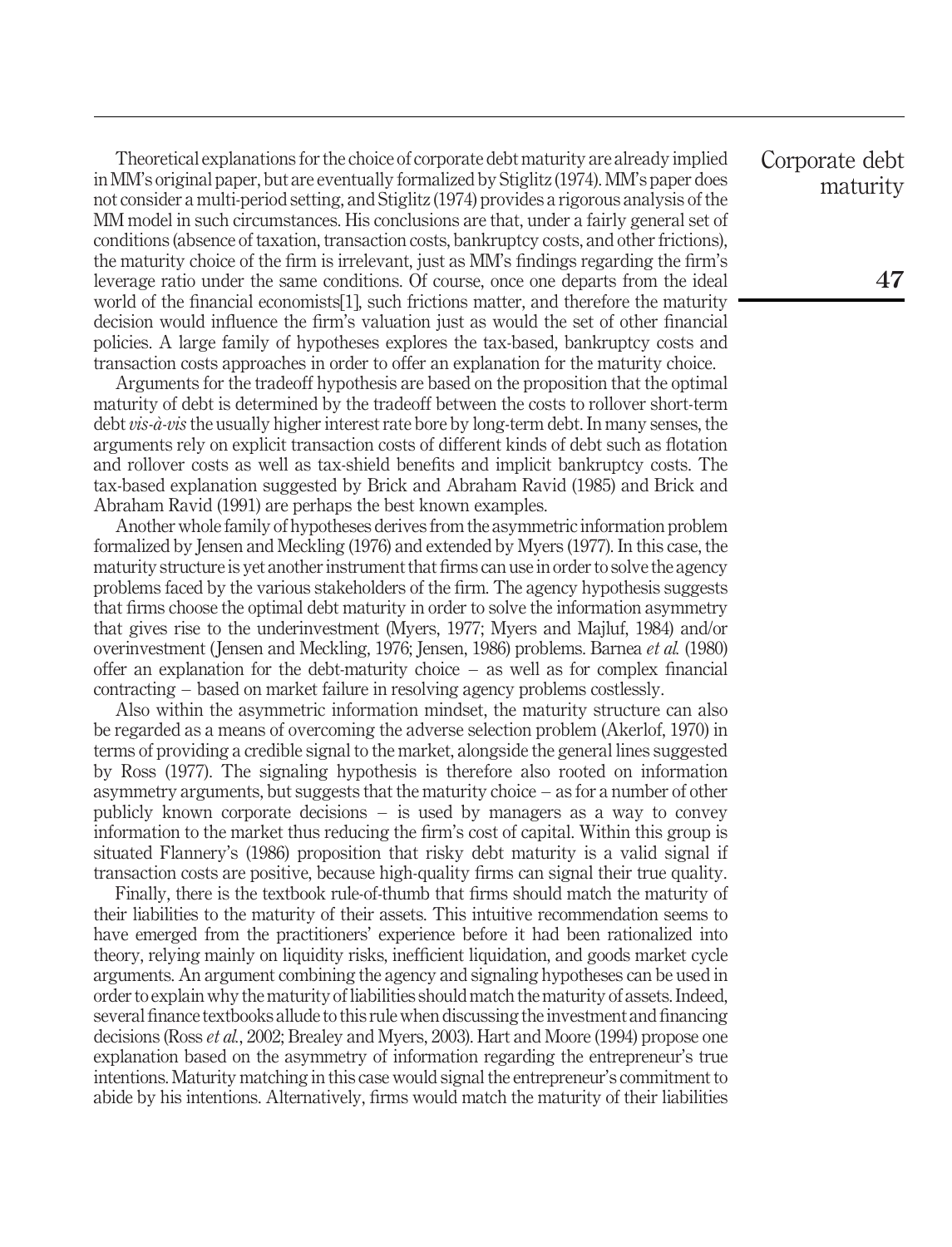Theoretical explanations for the choice of corporate debt maturity are already implied in MM's original paper, but are eventually formalized by Stiglitz (1974). MM's paper does not consider a multi-period setting, and Stiglitz (1974) provides a rigorous analysis of the MM model in such circumstances. His conclusions are that, under a fairly general set of conditions (absence of taxation, transaction costs, bankruptcy costs, and other frictions), the maturity choice of the firm is irrelevant, just as MM's findings regarding the firm's leverage ratio under the same conditions. Of course, once one departs from the ideal world of the financial economists[1], such frictions matter, and therefore the maturity decision would influence the firm's valuation just as would the set of other financial policies. A large family of hypotheses explores the tax-based, bankruptcy costs and transaction costs approaches in order to offer an explanation for the maturity choice.

Arguments for the tradeoff hypothesis are based on the proposition that the optimal maturity of debt is determined by the tradeoff between the costs to rollover short-term debt *vis-à-vis* the usually higher interest rate bore by long-term debt. In many senses, the arguments rely on explicit transaction costs of different kinds of debt such as flotation and rollover costs as well as tax-shield benefits and implicit bankruptcy costs. The tax-based explanation suggested by Brick and Abraham Ravid (1985) and Brick and Abraham Ravid (1991) are perhaps the best known examples.

Another whole family of hypotheses derives from the asymmetric information problem formalized by Jensen and Meckling (1976) and extended by Myers (1977). In this case, the maturity structure is yet another instrument that firms can use in order to solve the agency problems faced by the various stakeholders of the firm. The agency hypothesis suggests that firms choose the optimal debt maturity in order to solve the information asymmetry that gives rise to the underinvestment (Myers, 1977; Myers and Majluf, 1984) and/or overinvestment (Jensen and Meckling, 1976; Jensen, 1986) problems. Barnea *et al.* (1980) offer an explanation for the debt-maturity choice – as well as for complex financial contracting – based on market failure in resolving agency problems costlessly.

Also within the asymmetric information mindset, the maturity structure can also be regarded as a means of overcoming the adverse selection problem (Akerlof, 1970) in terms of providing a credible signal to the market, alongside the general lines suggested by Ross (1977). The signaling hypothesis is therefore also rooted on information asymmetry arguments, but suggests that the maturity choice – as for a number of other publicly known corporate decisions – is used by managers as a way to convey information to the market thus reducing the firm's cost of capital. Within this group is situated Flannery's (1986) proposition that risky debt maturity is a valid signal if transaction costs are positive, because high-quality firms can signal their true quality.

Finally, there is the textbook rule-of-thumb that firms should match the maturity of their liabilities to the maturity of their assets. This intuitive recommendation seems to have emerged from the practitioners' experience before it had been rationalized into theory, relying mainly on liquidity risks, inefficient liquidation, and goods market cycle arguments. An argument combining the agency and signaling hypotheses can be used in order to explain why the maturity of liabilities should match the maturity of assets. Indeed, several finance textbooks allude to this rule when discussing the investment and financing decisions (Ross *et al.*, 2002; Brealey and Myers, 2003). Hart and Moore (1994) propose one explanation based on the asymmetry of information regarding the entrepreneur's true intentions. Maturity matching in this case would signal the entrepreneur's commitment to abide by his intentions. Alternatively, firms would match the maturity of their liabilities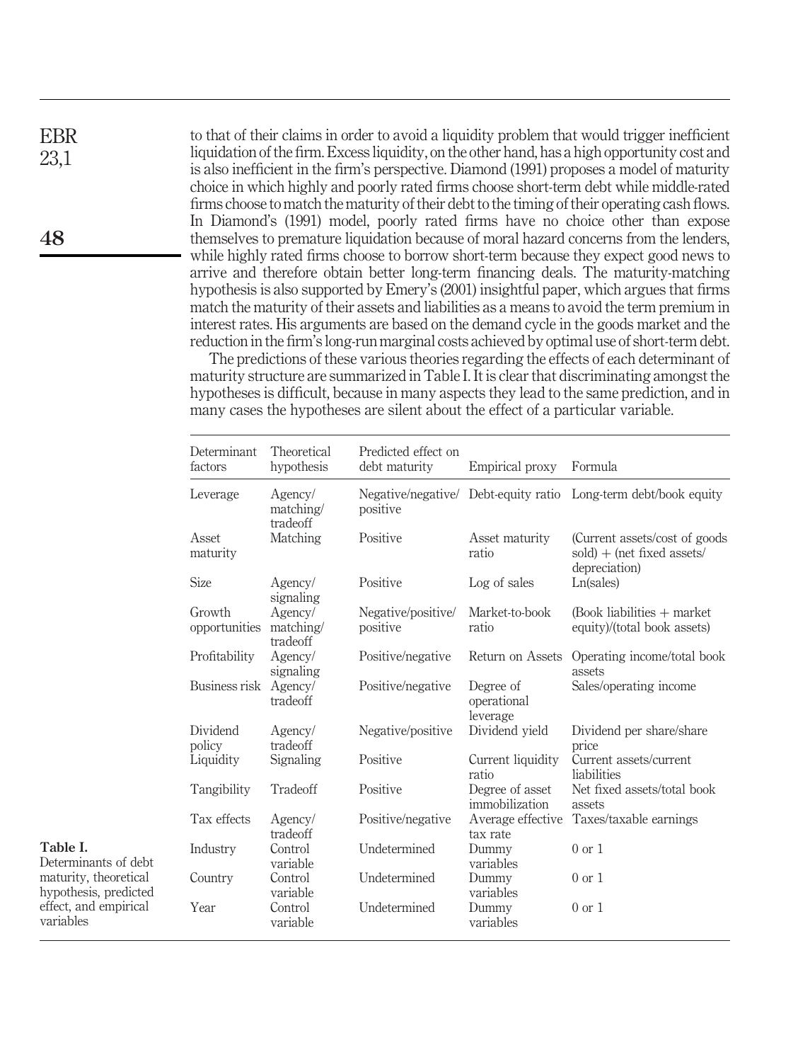to that of their claims in order to avoid a liquidity problem that would trigger inefficient liquidation of the firm. Excess liquidity, on the other hand, has a high opportunity cost and is also inefficient in the firm's perspective. Diamond (1991) proposes a model of maturity choice in which highly and poorly rated firms choose short-term debt while middle-rated firms choose to match the maturity of their debt to the timing of their operating cash flows. In Diamond's (1991) model, poorly rated firms have no choice other than expose themselves to premature liquidation because of moral hazard concerns from the lenders, while highly rated firms choose to borrow short-term because they expect good news to arrive and therefore obtain better long-term financing deals. The maturity-matching hypothesis is also supported by Emery's (2001) insightful paper, which argues that firms match the maturity of their assets and liabilities as a means to avoid the term premium in interest rates. His arguments are based on the demand cycle in the goods market and the reduction in the firm's long-run marginal costs achieved by optimal use of short-term debt.

The predictions of these various theories regarding the effects of each determinant of maturity structure are summarized in Table I. It is clear that discriminating amongst the hypotheses is difficult, because in many aspects they lead to the same prediction, and in many cases the hypotheses are silent about the effect of a particular variable.

**Table I.** Determinants of debt maturity, theoretical hypothesis, predicted effect, and empirical variables

| Determinant factors | Theoretical hypothesis | Predicted effect on debt maturity | Empirical proxy | Formula |
|---|---|---|---|---|
| Leverage | Agency/ matching/ tradeoff | Negative/negative/ positive | Debt-equity ratio | Long-term debt/book equity |
| Asset maturity | Matching | Positive | Asset maturity ratio | (Current assets/cost of goods sold) + (net fixed assets/ depreciation) |
| Size | Agency/ signaling | Positive | Log of sales | Ln(sales) |
| Growth opportunities | Agency/ matching/ tradeoff | Negative/positive/ positive | Market-to-book ratio | (Book liabilities + market equity)/(total book assets) |
| Profitability | Agency/ signaling | Positive/negative | Return on Assets | Operating income/total book assets |
| Business risk | Agency/ tradeoff | Positive/negative | Degree of operational leverage | Sales/operating income |
| Dividend policy | Agency/ tradeoff | Negative/positive | Dividend yield | Dividend per share/share price |
| Liquidity | Signaling | Positive | Current liquidity ratio | Current assets/current liabilities |
| Tangibility | Tradeoff | Positive | Degree of asset immobilization | Net fixed assets/total book assets |
| Tax effects | Agency/ tradeoff | Positive/negative | Average effective tax rate | Taxes/taxable earnings |
| Industry | Control variable | Undetermined | Dummy variables | 0 or 1 |
| Country | Control variable | Undetermined | Dummy variables | 0 or 1 |
| Year | Control variable | Undetermined | Dummy variables | 0 or 1 |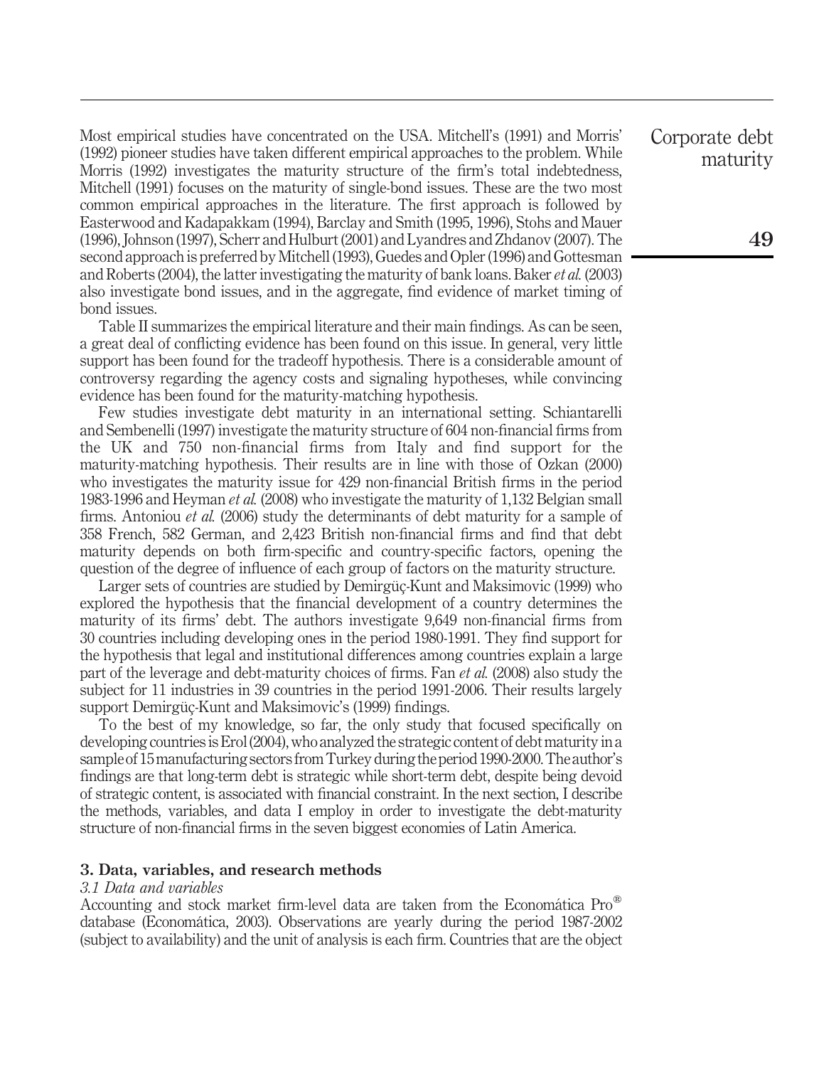Most empirical studies have concentrated on the USA. Mitchell's (1991) and Morris' (1992) pioneer studies have taken different empirical approaches to the problem. While Morris (1992) investigates the maturity structure of the firm's total indebtedness, Mitchell (1991) focuses on the maturity of single-bond issues. These are the two most common empirical approaches in the literature. The first approach is followed by Easterwood and Kadapakkam (1994), Barclay and Smith (1995, 1996), Stohs and Mauer (1996), Johnson (1997), Scherr and Hulburt (2001) and Lyandres and Zhdanov (2007). The second approach is preferred by Mitchell (1993), Guedes and Opler (1996) and Gottesman and Roberts (2004), the latter investigating the maturity of bank loans. Baker *et al.* (2003) also investigate bond issues, and in the aggregate, find evidence of market timing of bond issues.

Table II summarizes the empirical literature and their main findings. As can be seen, a great deal of conflicting evidence has been found on this issue. In general, very little support has been found for the tradeoff hypothesis. There is a considerable amount of controversy regarding the agency costs and signaling hypotheses, while convincing evidence has been found for the maturity-matching hypothesis.

Few studies investigate debt maturity in an international setting. Schiantarelli and Sembenelli (1997) investigate the maturity structure of 604 non-financial firms from the UK and 750 non-financial firms from Italy and find support for the maturity-matching hypothesis. Their results are in line with those of Ozkan (2000) who investigates the maturity issue for 429 non-financial British firms in the period 1983-1996 and Heyman *et al.* (2008) who investigate the maturity of 1,132 Belgian small firms. Antoniou *et al.* (2006) study the determinants of debt maturity for a sample of 358 French, 582 German, and 2,423 British non-financial firms and find that debt maturity depends on both firm-specific and country-specific factors, opening the question of the degree of influence of each group of factors on the maturity structure.

Larger sets of countries are studied by Demirgüç-Kunt and Maksimovic (1999) who explored the hypothesis that the financial development of a country determines the maturity of its firms' debt. The authors investigate 9,649 non-financial firms from 30 countries including developing ones in the period 1980-1991. They find support for the hypothesis that legal and institutional differences among countries explain a large part of the leverage and debt-maturity choices of firms. Fan *et al.* (2008) also study the subject for 11 industries in 39 countries in the period 1991-2006. Their results largely support Demirgüç-Kunt and Maksimovic's (1999) findings.

To the best of my knowledge, so far, the only study that focused specifically on developing countries is Erol (2004), who analyzed the strategic content of debt maturity in a sample of 15 manufacturing sectors from Turkey during the period 1990-2000. The author's findings are that long-term debt is strategic while short-term debt, despite being devoid of strategic content, is associated with financial constraint. In the next section, I describe the methods, variables, and data I employ in order to investigate the debt-maturity structure of non-financial firms in the seven biggest economies of Latin America.

## 3. Data, variables, and research methods

### *3.1 Data and variables*

Accounting and stock market firm-level data are taken from the Economática Pro® database (Economática, 2003). Observations are yearly during the period 1987-2002 (subject to availability) and the unit of analysis is each firm. Countries that are the object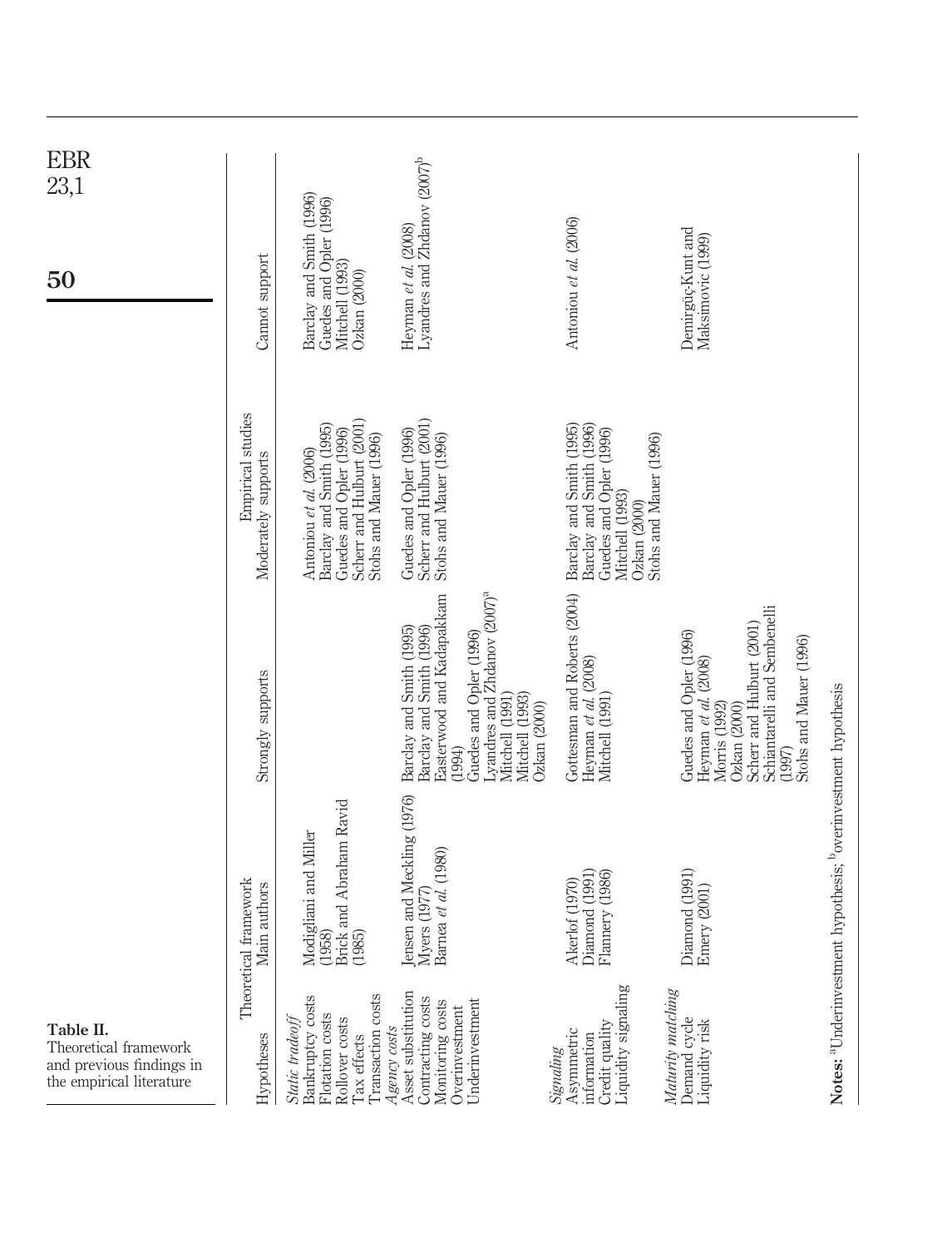**Table II.** Theoretical framework and previous findings in the empirical literature

| Hypotheses | Theoretical framework Main authors | Empirical studies Strongly supports | Empirical studies Moderately supports | Empirical studies Cannot support |
|---|---|---|---|---|
| *Static tradeoff* | | | | |
| Bankruptcy costs<br>Flotation costs<br>Rollover costs<br>Tax effects<br>Transaction costs | Modigliani and Miller (1958)<br>Brick and Abraham Ravid (1985) | | Antoniou *et al.* (2006)<br>Barclay and Smith (1995)<br>Guedes and Opler (1996)<br>Scherr and Hulburt (2001)<br>Stohs and Mauer (1996) | Barclay and Smith (1996)<br>Guedes and Opler (1996)<br>Mitchell (1993)<br>Ozkan (2000) |
| *Agency costs* | | | | |
| Asset substitution<br>Contracting costs<br>Monitoring costs<br>Overinvestment<br>Underinvestment | Jensen and Meckling (1976)<br>Myers (1977)<br>Barnea *et al.* (1980) | Barclay and Smith (1995)<br>Barclay and Smith (1996)<br>Easterwood and Kadapakkam (1994)<br>Guedes and Opler (1996)<br>Lyandres and Zhdanov (2007)[a]<br>Mitchell (1991)<br>Mitchell (1993)<br>Ozkan (2000) | Guedes and Opler (1996)<br>Scherr and Hulburt (2001)<br>Stohs and Mauer (1996) | Heyman *et al.* (2008)<br>Lyandres and Zhdanov (2007)[b] |
| *Signaling* | | | | |
| Asymmetric information<br>Credit quality<br>Liquidity signaling | Akerlof (1970)<br>Diamond (1991)<br>Flannery (1986) | Gottesman and Roberts (2004)<br>Heyman *et al.* (2008)<br>Mitchell (1991) | Barclay and Smith (1995)<br>Barclay and Smith (1996)<br>Guedes and Opler (1996)<br>Mitchell (1993)<br>Ozkan (2000)<br>Stohs and Mauer (1996) | Antoniou *et al.* (2006) |
| *Maturity matching* | | | | |
| Demand cycle<br>Liquidity risk | Diamond (1991)<br>Emery (2001) | Guedes and Opler (1996)<br>Heyman *et al.* (2008)<br>Morris (1992)<br>Ozkan (2000)<br>Scherr and Hulburt (2001)<br>Schiantarelli and Sembenelli (1997)<br>Stohs and Mauer (1996) | | Demirgüç-Kunt and Maksimovic (1999) |

**Notes:** [a]Underinvestment hypothesis; [b]overinvestment hypothesis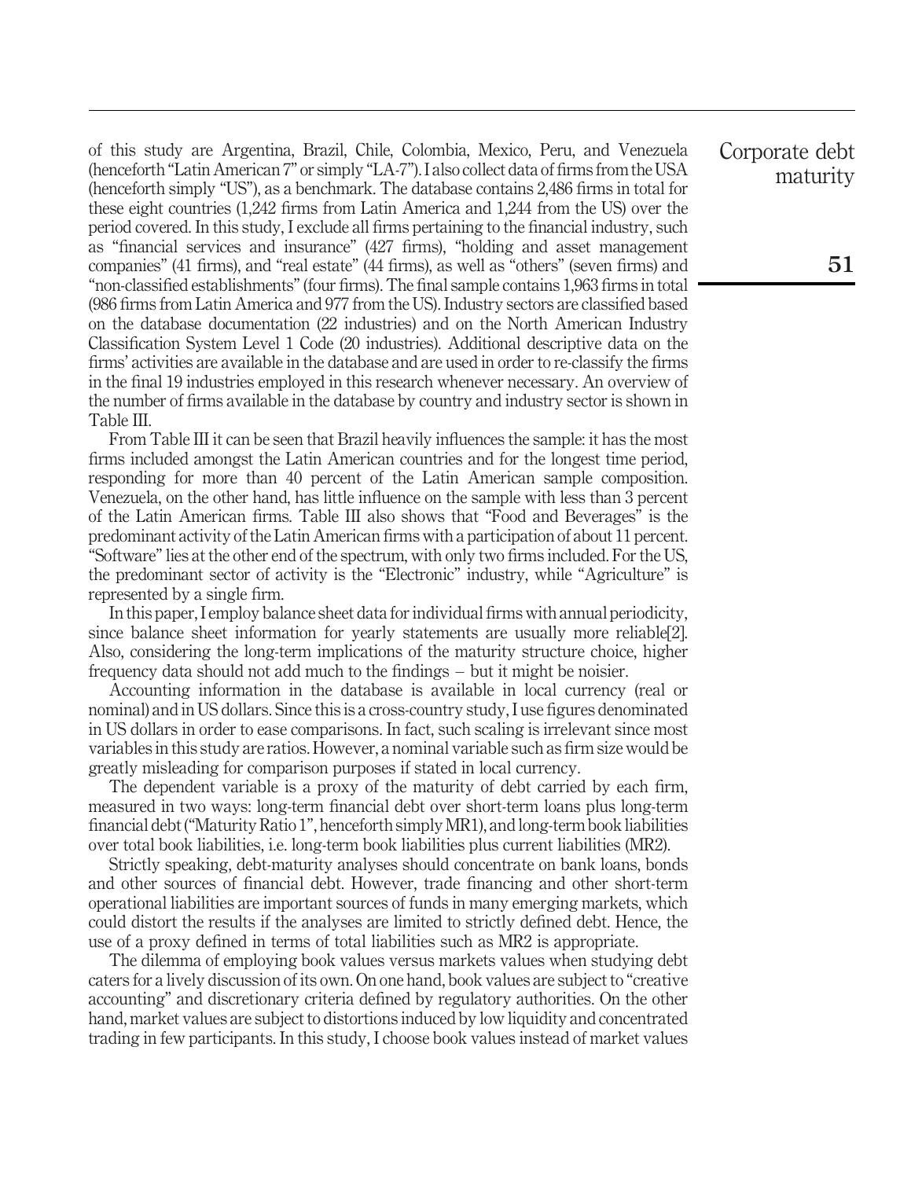of this study are Argentina, Brazil, Chile, Colombia, Mexico, Peru, and Venezuela (henceforth "Latin American 7" or simply "LA-7"). I also collect data of firms from the USA (henceforth simply "US"), as a benchmark. The database contains 2,486 firms in total for these eight countries (1,242 firms from Latin America and 1,244 from the US) over the period covered. In this study, I exclude all firms pertaining to the financial industry, such as "financial services and insurance" (427 firms), "holding and asset management companies" (41 firms), and "real estate" (44 firms), as well as "others" (seven firms) and "non-classified establishments" (four firms). The final sample contains 1,963 firms in total (986 firms from Latin America and 977 from the US). Industry sectors are classified based on the database documentation (22 industries) and on the North American Industry Classification System Level 1 Code (20 industries). Additional descriptive data on the firms' activities are available in the database and are used in order to re-classify the firms in the final 19 industries employed in this research whenever necessary. An overview of the number of firms available in the database by country and industry sector is shown in Table III.

From Table III it can be seen that Brazil heavily influences the sample: it has the most firms included amongst the Latin American countries and for the longest time period, responding for more than 40 percent of the Latin American sample composition. Venezuela, on the other hand, has little influence on the sample with less than 3 percent of the Latin American firms. Table III also shows that "Food and Beverages" is the predominant activity of the Latin American firms with a participation of about 11 percent. "Software" lies at the other end of the spectrum, with only two firms included. For the US, the predominant sector of activity is the "Electronic" industry, while "Agriculture" is represented by a single firm.

In this paper, I employ balance sheet data for individual firms with annual periodicity, since balance sheet information for yearly statements are usually more reliable[2]. Also, considering the long-term implications of the maturity structure choice, higher frequency data should not add much to the findings – but it might be noisier.

Accounting information in the database is available in local currency (real or nominal) and in US dollars. Since this is a cross-country study, I use figures denominated in US dollars in order to ease comparisons. In fact, such scaling is irrelevant since most variables in this study are ratios. However, a nominal variable such as firm size would be greatly misleading for comparison purposes if stated in local currency.

The dependent variable is a proxy of the maturity of debt carried by each firm, measured in two ways: long-term financial debt over short-term loans plus long-term financial debt ("Maturity Ratio 1", henceforth simply MR1), and long-term book liabilities over total book liabilities, i.e. long-term book liabilities plus current liabilities (MR2).

Strictly speaking, debt-maturity analyses should concentrate on bank loans, bonds and other sources of financial debt. However, trade financing and other short-term operational liabilities are important sources of funds in many emerging markets, which could distort the results if the analyses are limited to strictly defined debt. Hence, the use of a proxy defined in terms of total liabilities such as MR2 is appropriate.

The dilemma of employing book values versus markets values when studying debt caters for a lively discussion of its own. On one hand, book values are subject to "creative accounting" and discretionary criteria defined by regulatory authorities. On the other hand, market values are subject to distortions induced by low liquidity and concentrated trading in few participants. In this study, I choose book values instead of market values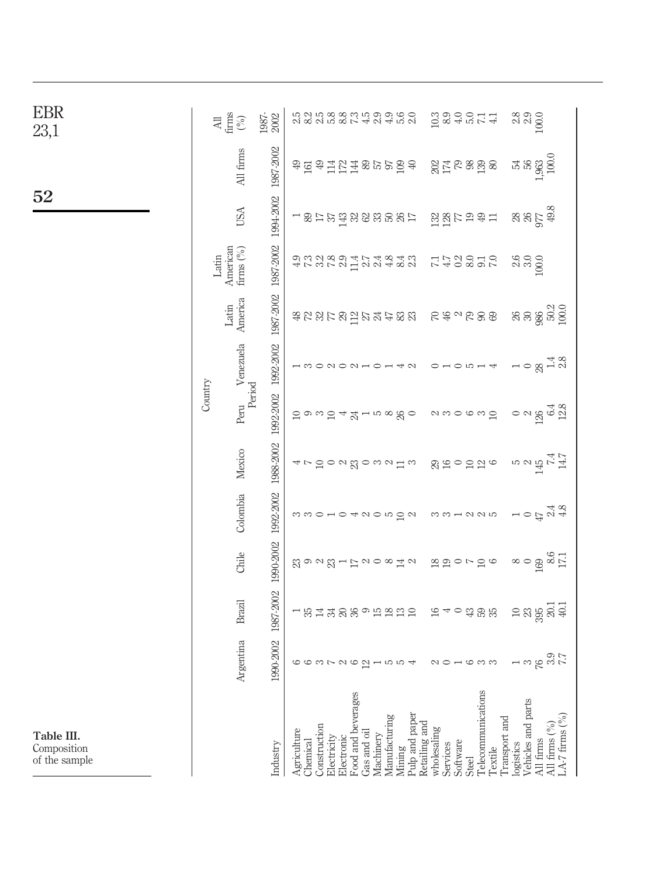**Table III.** Composition of the sample

| Industry | Argentina | Brazil | Chile | Colombia | Mexico | Peru | Venezuela | Latin America | Latin American firms (%) | USA | All firms | All firms (%) |
|---|---|---|---|---|---|---|---|---|---|---|---|---|
| | Country | | | | | | | | | | | |
| | Period | | | | | | | | | | | |
| | 1990-2002 | 1987-2002 | 1990-2002 | 1992-2002 | 1988-2002 | 1992-2002 | 1992-2002 | 1987-2002 | 1987-2002 | 1994-2002 | 1987-2002 | 1987-2002 |
| Agriculture | 6 | 1 | 23 | 3 | 4 | 10 | 1 | 48 | 4.9 | 1 | 49 | 2.5 |
| Chemical | 6 | 35 | 9 | 3 | 7 | 9 | 3 | 72 | 7.3 | 89 | 161 | 8.2 |
| Construction | 3 | 14 | 2 | 0 | 10 | 3 | 0 | 32 | 3.2 | 17 | 49 | 2.5 |
| Electricity | 7 | 34 | 23 | 1 | 0 | 10 | 2 | 77 | 7.8 | 37 | 114 | 5.8 |
| Electronic | 2 | 20 | 1 | 0 | 2 | 4 | 0 | 29 | 2.9 | 143 | 172 | 8.8 |
| Food and beverages | 6 | 36 | 17 | 4 | 23 | 24 | 2 | 112 | 11.4 | 32 | 144 | 7.3 |
| Gas and oil | 12 | 9 | 2 | 2 | 0 | 1 | 1 | 27 | 2.7 | 62 | 89 | 4.5 |
| Machinery | 1 | 15 | 0 | 0 | 3 | 5 | 0 | 24 | 2.4 | 33 | 57 | 2.9 |
| Manufacturing | 5 | 18 | 8 | 5 | 2 | 8 | 1 | 47 | 4.8 | 50 | 97 | 4.9 |
| Mining | 5 | 13 | 14 | 10 | 11 | 26 | 4 | 83 | 8.4 | 26 | 109 | 5.6 |
| Pulp and paper | 4 | 10 | 2 | 2 | 3 | 0 | 2 | 23 | 2.3 | 17 | 40 | 2.0 |
| Retailing and wholesaling | 2 | 16 | 18 | 3 | 29 | 2 | 0 | 70 | 7.1 | 132 | 202 | 10.3 |
| Services | 0 | 4 | 19 | 3 | 16 | 3 | 1 | 46 | 4.7 | 128 | 174 | 8.9 |
| Software | 1 | 0 | 0 | 1 | 0 | 0 | 0 | 2 | 0.2 | 77 | 79 | 4.0 |
| Steel | 6 | 43 | 7 | 2 | 10 | 6 | 5 | 79 | 8.0 | 19 | 98 | 5.0 |
| Telecommunications | 3 | 59 | 10 | 2 | 12 | 3 | 1 | 90 | 9.1 | 49 | 139 | 7.1 |
| Textile | 3 | 35 | 6 | 5 | 6 | 10 | 4 | 69 | 7.0 | 11 | 80 | 4.1 |
| Transport and logistics | 1 | 10 | 8 | 1 | 5 | 0 | 1 | 26 | 2.6 | 28 | 54 | 2.8 |
| Vehicles and parts | 3 | 23 | 0 | 0 | 2 | 2 | 0 | 30 | 3.0 | 26 | 56 | 2.9 |
| All firms | 76 | 395 | 169 | 47 | 145 | 126 | 28 | 986 | 100.0 | 977 | 1,963 | 100.0 |
| All firms (%) | 3.9 | 20.1 | 8.6 | 2.4 | 7.4 | 6.4 | 1.4 | 50.2 | | 49.8 | 100.0 | |
| LA-7 firms (%) | 7.7 | 40.1 | 17.1 | 4.8 | 14.7 | 12.8 | 2.8 | 100.0 | | | | |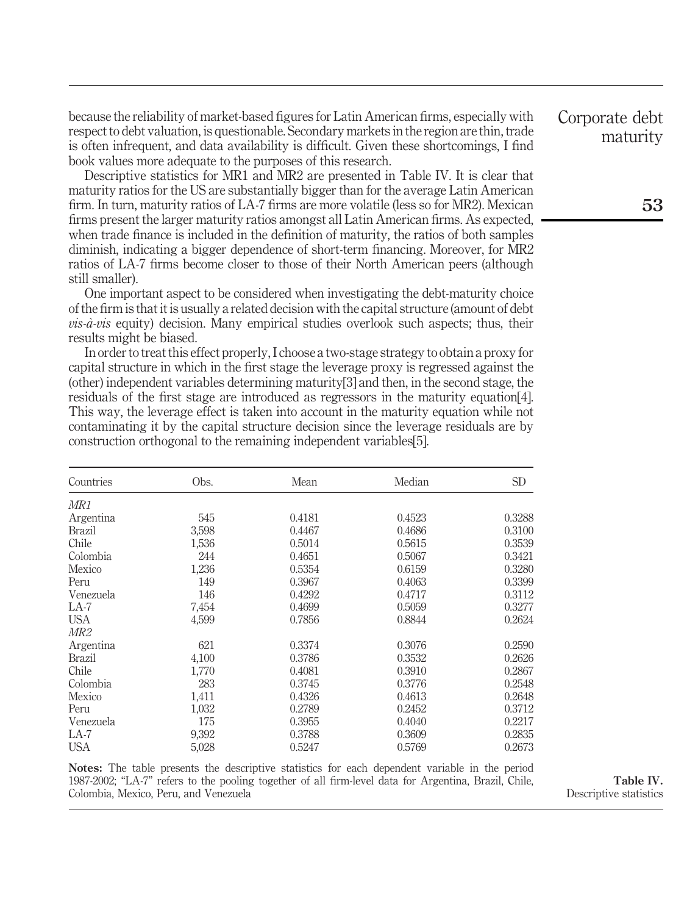because the reliability of market-based figures for Latin American firms, especially with respect to debt valuation, is questionable. Secondary markets in the region are thin, trade is often infrequent, and data availability is difficult. Given these shortcomings, I find book values more adequate to the purposes of this research.

Descriptive statistics for MR1 and MR2 are presented in Table IV. It is clear that maturity ratios for the US are substantially bigger than for the average Latin American firm. In turn, maturity ratios of LA-7 firms are more volatile (less so for MR2). Mexican firms present the larger maturity ratios amongst all Latin American firms. As expected, when trade finance is included in the definition of maturity, the ratios of both samples diminish, indicating a bigger dependence of short-term financing. Moreover, for MR2 ratios of LA-7 firms become closer to those of their North American peers (although still smaller).

One important aspect to be considered when investigating the debt-maturity choice of the firm is that it is usually a related decision with the capital structure (amount of debt *vis-à-vis* equity) decision. Many empirical studies overlook such aspects; thus, their results might be biased.

In order to treat this effect properly, I choose a two-stage strategy to obtain a proxy for capital structure in which in the first stage the leverage proxy is regressed against the (other) independent variables determining maturity[3] and then, in the second stage, the residuals of the first stage are introduced as regressors in the maturity equation[4]. This way, the leverage effect is taken into account in the maturity equation while not contaminating it by the capital structure decision since the leverage residuals are by construction orthogonal to the remaining independent variables[5].

| Countries | Obs. | Mean | Median | SD |
|---|---|---|---|---|
| *MR1* | | | | |
| Argentina | 545 | 0.4181 | 0.4523 | 0.3288 |
| Brazil | 3,598 | 0.4467 | 0.4686 | 0.3100 |
| Chile | 1,536 | 0.5014 | 0.5615 | 0.3539 |
| Colombia | 244 | 0.4651 | 0.5067 | 0.3421 |
| Mexico | 1,236 | 0.5354 | 0.6159 | 0.3280 |
| Peru | 149 | 0.3967 | 0.4063 | 0.3399 |
| Venezuela | 146 | 0.4292 | 0.4717 | 0.3112 |
| LA-7 | 7,454 | 0.4699 | 0.5059 | 0.3277 |
| USA | 4,599 | 0.7856 | 0.8844 | 0.2624 |
| *MR2* | | | | |
| Argentina | 621 | 0.3374 | 0.3076 | 0.2590 |
| Brazil | 4,100 | 0.3786 | 0.3532 | 0.2626 |
| Chile | 1,770 | 0.4081 | 0.3910 | 0.2867 |
| Colombia | 283 | 0.3745 | 0.3776 | 0.2548 |
| Mexico | 1,411 | 0.4326 | 0.4613 | 0.2648 |
| Peru | 1,032 | 0.2789 | 0.2452 | 0.3712 |
| Venezuela | 175 | 0.3955 | 0.4040 | 0.2217 |
| LA-7 | 9,392 | 0.3788 | 0.3609 | 0.2835 |
| USA | 5,028 | 0.5247 | 0.5769 | 0.2673 |

**Notes:** The table presents the descriptive statistics for each dependent variable in the period 1987-2002; "LA-7" refers to the pooling together of all firm-level data for Argentina, Brazil, Chile, Colombia, Mexico, Peru, and Venezuela

**Table IV.** Descriptive statistics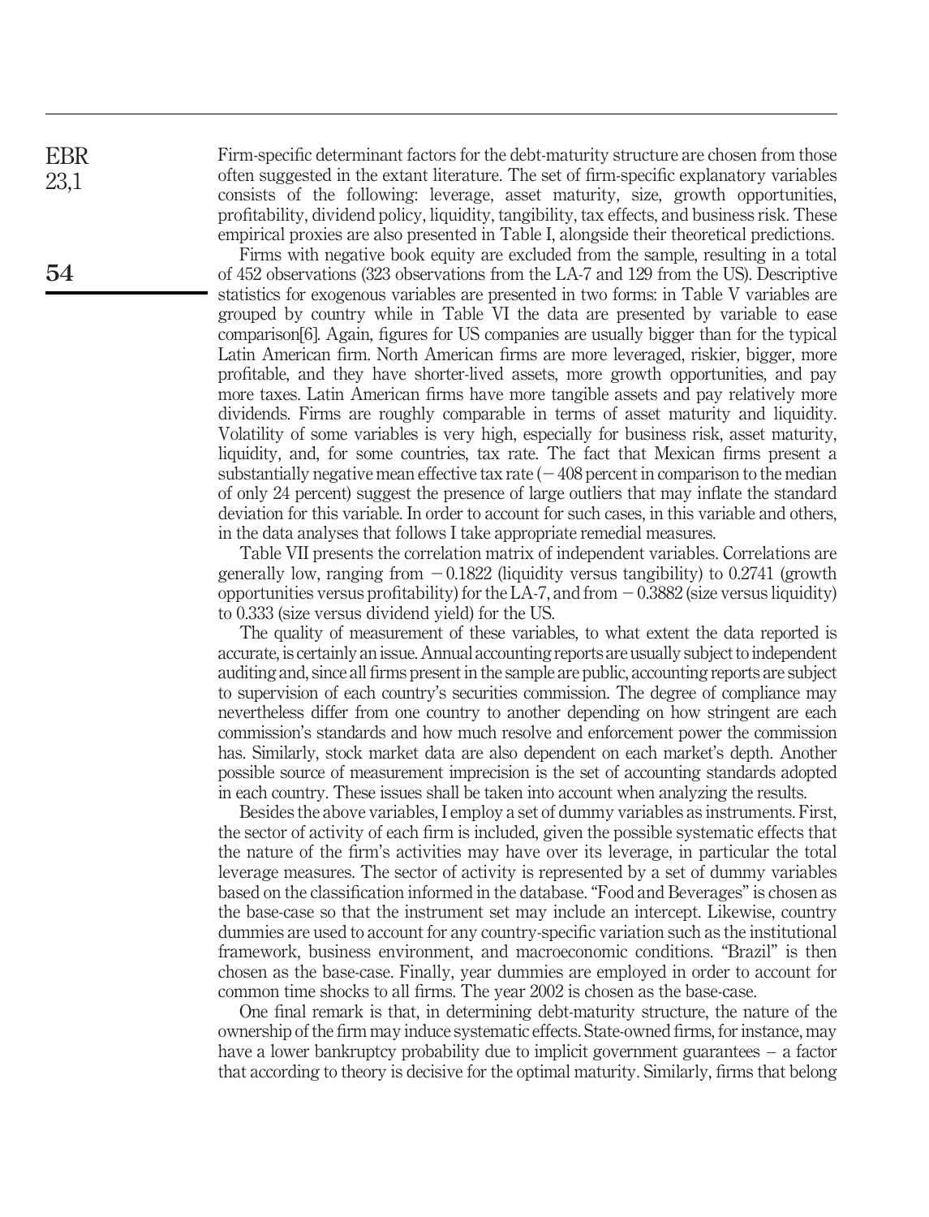Firm-specific determinant factors for the debt-maturity structure are chosen from those often suggested in the extant literature. The set of firm-specific explanatory variables consists of the following: leverage, asset maturity, size, growth opportunities, profitability, dividend policy, liquidity, tangibility, tax effects, and business risk. These empirical proxies are also presented in Table I, alongside their theoretical predictions.

Firms with negative book equity are excluded from the sample, resulting in a total of 452 observations (323 observations from the LA-7 and 129 from the US). Descriptive statistics for exogenous variables are presented in two forms: in Table V variables are grouped by country while in Table VI the data are presented by variable to ease comparison[6]. Again, figures for US companies are usually bigger than for the typical Latin American firm. North American firms are more leveraged, riskier, bigger, more profitable, and they have shorter-lived assets, more growth opportunities, and pay more taxes. Latin American firms have more tangible assets and pay relatively more dividends. Firms are roughly comparable in terms of asset maturity and liquidity. Volatility of some variables is very high, especially for business risk, asset maturity, liquidity, and, for some countries, tax rate. The fact that Mexican firms present a substantially negative mean effective tax rate (−408 percent in comparison to the median of only 24 percent) suggest the presence of large outliers that may inflate the standard deviation for this variable. In order to account for such cases, in this variable and others, in the data analyses that follows I take appropriate remedial measures.

Table VII presents the correlation matrix of independent variables. Correlations are generally low, ranging from −0.1822 (liquidity versus tangibility) to 0.2741 (growth opportunities versus profitability) for the LA-7, and from −0.3882 (size versus liquidity) to 0.333 (size versus dividend yield) for the US.

The quality of measurement of these variables, to what extent the data reported is accurate, is certainly an issue. Annual accounting reports are usually subject to independent auditing and, since all firms present in the sample are public, accounting reports are subject to supervision of each country's securities commission. The degree of compliance may nevertheless differ from one country to another depending on how stringent are each commission's standards and how much resolve and enforcement power the commission has. Similarly, stock market data are also dependent on each market's depth. Another possible source of measurement imprecision is the set of accounting standards adopted in each country. These issues shall be taken into account when analyzing the results.

Besides the above variables, I employ a set of dummy variables as instruments. First, the sector of activity of each firm is included, given the possible systematic effects that the nature of the firm's activities may have over its leverage, in particular the total leverage measures. The sector of activity is represented by a set of dummy variables based on the classification informed in the database. "Food and Beverages" is chosen as the base-case so that the instrument set may include an intercept. Likewise, country dummies are used to account for any country-specific variation such as the institutional framework, business environment, and macroeconomic conditions. "Brazil" is then chosen as the base-case. Finally, year dummies are employed in order to account for common time shocks to all firms. The year 2002 is chosen as the base-case.

One final remark is that, in determining debt-maturity structure, the nature of the ownership of the firm may induce systematic effects. State-owned firms, for instance, may have a lower bankruptcy probability due to implicit government guarantees – a factor that according to theory is decisive for the optimal maturity. Similarly, firms that belong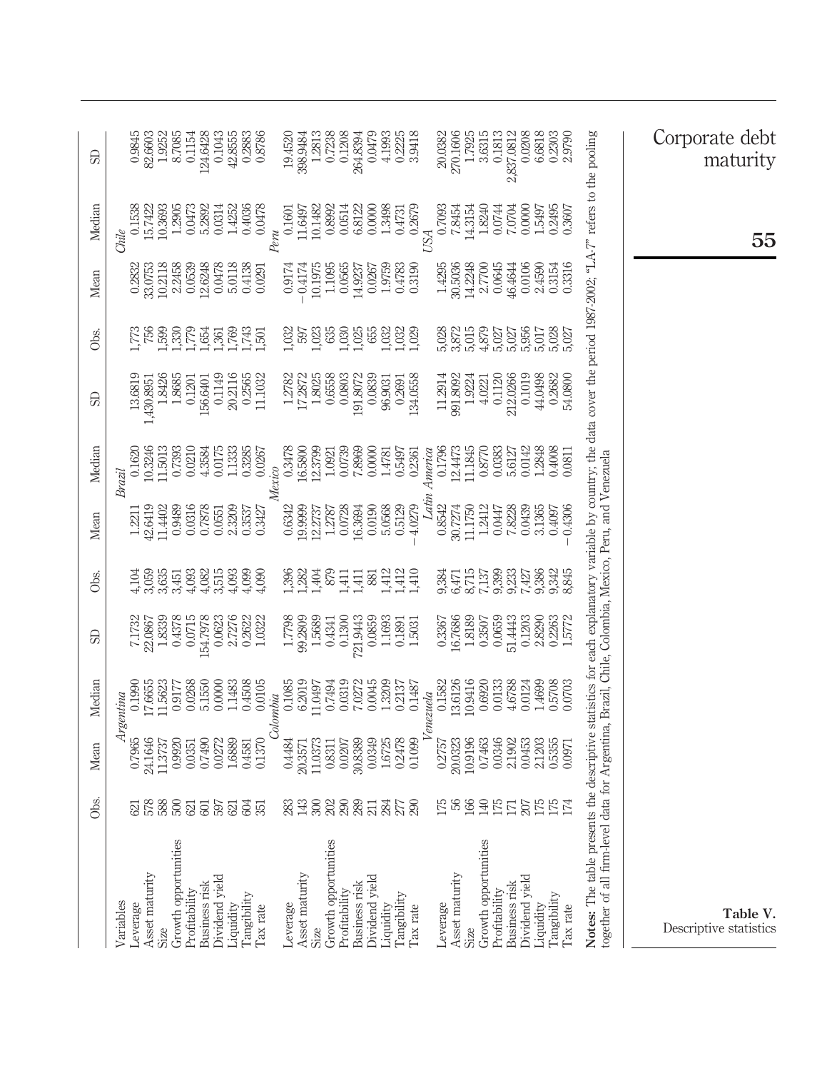**Table V.** Descriptive statistics

| Variables | Obs. | Mean | Median | SD | Obs. | Mean | Median | SD | Obs. | Mean | Median | SD |
|---|---|---|---|---|---|---|---|---|---|---|---|---|
| | | *Argentina* | | | | *Brazil* | | | | *Chile* | | |
| Leverage | 621 | 0.7965 | 0.1990 | 7.1732 | 4,104 | 1.2211 | 0.1620 | 13.6819 | 1,773 | 0.2832 | 0.1538 | 0.9845 |
| Asset maturity | 578 | 24.1646 | 17.6655 | 22.0867 | 3,059 | 42.6419 | 10.3246 | 1,430.8951 | 756 | 33.0753 | 15.7422 | 82.6603 |
| Size | 588 | 11.3737 | 11.5623 | 1.8339 | 3,635 | 11.4402 | 11.5013 | 1.8426 | 1,599 | 10.2118 | 10.3693 | 1.9252 |
| Growth opportunities | 500 | 0.9920 | 0.9177 | 0.4378 | 3,451 | 0.9489 | 0.7393 | 1.8685 | 1,330 | 2.2458 | 1.2905 | 8.7085 |
| Profitability | 621 | 0.0351 | 0.0268 | 0.0715 | 4,093 | 0.0316 | 0.0210 | 0.1201 | 1,779 | 0.0539 | 0.0473 | 0.1154 |
| Business risk | 601 | 0.7490 | 5.1550 | 154.7978 | 4,082 | 0.7878 | 4.3584 | 156.6401 | 1,654 | 12.6248 | 5.2892 | 124.6428 |
| Dividend yield | 597 | 0.0272 | 0.0000 | 0.0623 | 3,515 | 0.0551 | 0.0175 | 0.1149 | 1,361 | 0.0478 | 0.0314 | 0.1043 |
| Liquidity | 621 | 1.6889 | 1.1483 | 2.7276 | 4,093 | 2.3209 | 1.1333 | 20.2116 | 1,769 | 5.0118 | 1.4252 | 42.8555 |
| Tangibility | 604 | 0.4581 | 0.4508 | 0.2622 | 4,099 | 0.3537 | 0.3285 | 0.2565 | 1,743 | 0.4138 | 0.4036 | 0.2883 |
| Tax rate | 351 | 0.1370 | 0.0105 | 1.0322 | 4,090 | 0.3427 | 0.0267 | 11.1032 | 1,501 | 0.0291 | 0.0478 | 0.8786 |
| | | *Colombia* | | | | *Mexico* | | | | *Peru* | | |
| Leverage | 283 | 0.4484 | 0.1085 | 1.7798 | 1,396 | 0.6342 | 0.3478 | 1.2782 | 1,032 | 0.9174 | 0.1601 | 19.4520 |
| Asset maturity | 143 | 20.3571 | 6.2019 | 99.2809 | 1,282 | 19.9999 | 16.5800 | 17.2872 | 597 | −0.4174 | 11.6497 | 398.9484 |
| Size | 300 | 11.0373 | 11.0497 | 1.5689 | 1,404 | 12.2737 | 12.3799 | 1.8025 | 1,023 | 10.1975 | 10.1482 | 1.2813 |
| Growth opportunities | 202 | 0.8311 | 0.7494 | 0.4341 | 879 | 1.2787 | 1.0921 | 0.6558 | 635 | 1.1095 | 0.8992 | 0.7238 |
| Profitability | 290 | 0.0207 | 0.0319 | 0.1300 | 1,411 | 0.0728 | 0.0739 | 0.0803 | 1,030 | 0.0565 | 0.0514 | 0.1208 |
| Business risk | 289 | 30.8389 | 7.0272 | 721.9443 | 1,411 | 16.3694 | 7.8969 | 191.8072 | 1,025 | 14.9237 | 6.8122 | 264.8394 |
| Dividend yield | 211 | 0.0349 | 0.0045 | 0.0859 | 881 | 0.0190 | 0.0000 | 0.0839 | 655 | 0.0267 | 0.0000 | 0.0479 |
| Liquidity | 284 | 1.6725 | 1.3209 | 1.1693 | 1,412 | 5.0568 | 1.4781 | 96.9031 | 1,032 | 1.9759 | 1.3498 | 4.1993 |
| Tangibility | 277 | 0.2478 | 0.2137 | 0.1891 | 1,412 | 0.5129 | 0.5497 | 0.2691 | 1,032 | 0.4783 | 0.4731 | 0.2225 |
| Tax rate | 290 | 0.1099 | 0.1487 | 1.5031 | 1,410 | −4.0279 | 0.2361 | 134.0558 | 1,029 | 0.3190 | 0.2679 | 3.9418 |
| | | *Venezuela* | | | | *Latin America* | | | | *USA* | | |
| Leverage | 175 | 0.2757 | 0.1582 | 0.3367 | 9,384 | 0.8542 | 0.1796 | 11.2914 | 5,028 | 1.4295 | 0.7093 | 20.0382 |
| Asset maturity | 56 | 20.0323 | 13.6126 | 16.7686 | 6,471 | 30.7274 | 12.4473 | 991.8092 | 3,872 | 30.5036 | 7.8454 | 270.1606 |
| Size | 166 | 10.9196 | 10.9416 | 1.8189 | 8,715 | 11.1750 | 11.1845 | 1.9224 | 5,015 | 14.2248 | 14.3154 | 1.7925 |
| Growth opportunities | 140 | 0.7463 | 0.6920 | 0.3507 | 7,137 | 1.2412 | 0.8770 | 4.0221 | 4,879 | 2.7700 | 1.8240 | 3.6315 |
| Profitability | 175 | 0.0346 | 0.0133 | 0.0659 | 9,399 | 0.0447 | 0.0383 | 0.1120 | 5,027 | 0.0645 | 0.0744 | 0.1813 |
| Business risk | 171 | 2.1902 | 4.6788 | 51.4443 | 9,233 | 7.8228 | 5.6127 | 212.0266 | 5,027 | 46.4644 | 7.0704 | 2,837.0812 |
| Dividend yield | 207 | 0.0453 | 0.0124 | 0.1203 | 7,427 | 0.0439 | 0.0142 | 0.1019 | 5,956 | 0.0106 | 0.0000 | 0.0208 |
| Liquidity | 175 | 2.1203 | 1.4699 | 2.8290 | 9,386 | 3.1365 | 1.2848 | 44.0498 | 5,017 | 2.4590 | 1.5497 | 6.6818 |
| Tangibility | 175 | 0.5355 | 0.5708 | 0.2263 | 9,342 | 0.4097 | 0.4008 | 0.2682 | 5,028 | 0.3154 | 0.2495 | 0.2303 |
| Tax rate | 174 | 0.0971 | 0.0703 | 1.5772 | 8,845 | −0.4306 | 0.0811 | 54.0800 | 5,027 | 0.3316 | 0.3607 | 2.9790 |

**Notes:** The table presents the descriptive statistics for each explanatory variable by country; the data cover the period 1987-2002; "LA-7" refers to the pooling together of all firm-level data for Argentina, Brazil, Chile, Colombia, Mexico, Peru, and Venezuela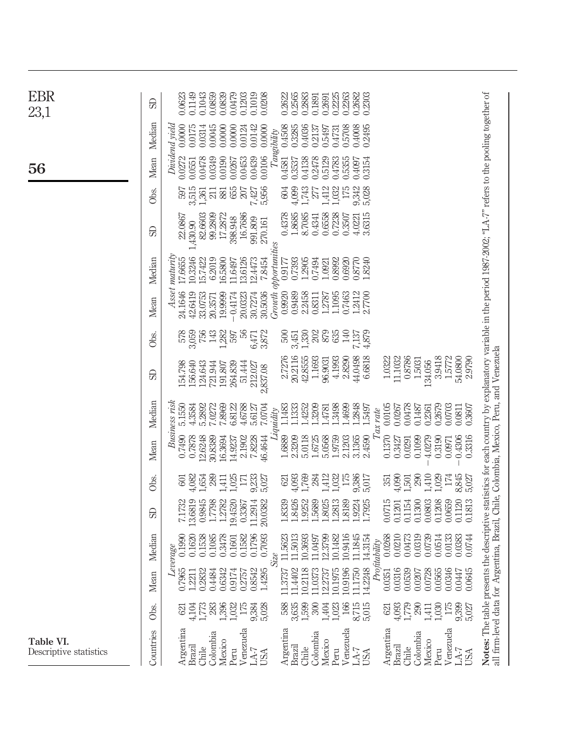**Table VI.** Descriptive statistics

| Countries | Obs. | Mean | Median | SD | Obs. | Mean | Median | SD | Obs. | Mean | Median | SD | Obs. | Mean | Median | SD |
|---|---|---|---|---|---|---|---|---|---|---|---|---|---|---|---|---|
| | | *Leverage* | | | | *Business risk* | | | | *Asset maturity* | | | | *Dividend yield* | | |
| Argentina | 621 | 0.7965 | 0.1990 | 7.1732 | 601 | 0.7490 | 5.1550 | 154.798 | 578 | 24.1646 | 17.6655 | 22.0867 | 597 | 0.0272 | 0.0000 | 0.0623 |
| Brazil | 4,104 | 1.2211 | 0.1620 | 13.6819 | 4,082 | 0.7878 | 4.3584 | 156.640 | 3,059 | 42.6419 | 10.3246 | 1,430.90 | 3,515 | 0.0551 | 0.0175 | 0.1149 |
| Chile | 1,773 | 0.2832 | 0.1538 | 0.9845 | 1,654 | 12.6248 | 5.2892 | 124.643 | 756 | 33.0753 | 15.7422 | 82.6603 | 1,361 | 0.0478 | 0.0314 | 0.1043 |
| Colombia | 283 | 0.4484 | 0.1085 | 1.7798 | 289 | 30.8389 | 7.0272 | 721.944 | 143 | 20.3571 | 6.2019 | 99.2809 | 211 | 0.0349 | 0.0045 | 0.0859 |
| Mexico | 1,396 | 0.6342 | 0.3478 | 1.2782 | 1,411 | 16.3694 | 7.8969 | 191.807 | 1,282 | 19.9999 | 16.5800 | 17.2872 | 881 | 0.0190 | 0.0000 | 0.0839 |
| Peru | 1,032 | 0.9174 | 0.1601 | 19.4520 | 1,025 | 14.9237 | 6.8122 | 264.839 | 597 | −0.4174 | 11.6497 | 398.948 | 655 | 0.0267 | 0.0000 | 0.0479 |
| Venezuela | 175 | 0.2757 | 0.1582 | 0.3367 | 171 | 2.1902 | 4.6788 | 51.444 | 56 | 20.0323 | 13.6126 | 16.7686 | 207 | 0.0453 | 0.0124 | 0.1203 |
| LA-7 | 9,384 | 0.8542 | 0.1796 | 11.2914 | 9,233 | 7.8228 | 5.6127 | 212.027 | 6,471 | 30.7274 | 12.4473 | 991.809 | 7,427 | 0.0439 | 0.0142 | 0.1019 |
| USA | 5,028 | 1.4295 | 0.7093 | 20.0382 | 5,027 | 46.4644 | 7.0704 | 2,837.08 | 3,872 | 30.5036 | 7.8454 | 270.161 | 5,956 | 0.0106 | 0.0000 | 0.0208 |
| | | *Size* | | | | *Liquidity* | | | | *Growth opportunities* | | | | *Tangibility* | | |
| Argentina | 588 | 11.3737 | 11.5623 | 1.8339 | 621 | 1.6889 | 1.1483 | 2.7276 | 500 | 0.9920 | 0.9177 | 0.4378 | 604 | 0.4581 | 0.4508 | 0.2622 |
| Brazil | 3,635 | 11.4402 | 11.5013 | 1.8426 | 4,093 | 2.3209 | 1.1333 | 20.2116 | 3,451 | 0.9489 | 0.7393 | 1.8685 | 4,099 | 0.3537 | 0.3285 | 0.2565 |
| Chile | 1,599 | 10.2118 | 10.3693 | 1.9252 | 1,769 | 5.0118 | 1.4252 | 42.8555 | 1,330 | 2.2458 | 1.2905 | 8.7085 | 1,743 | 0.4138 | 0.4036 | 0.2883 |
| Colombia | 300 | 11.0373 | 11.0497 | 1.5689 | 284 | 1.6725 | 1.3209 | 1.1693 | 202 | 0.8311 | 0.7494 | 0.4341 | 277 | 0.2478 | 0.2137 | 0.1891 |
| Mexico | 1,404 | 12.2737 | 12.3799 | 1.8025 | 1,412 | 5.0568 | 1.4781 | 96.9031 | 879 | 1.2787 | 1.0921 | 0.6558 | 1,412 | 0.5129 | 0.5497 | 0.2691 |
| Peru | 1,023 | 10.1975 | 10.1482 | 1.2813 | 1,032 | 1.9759 | 1.3498 | 4.1993 | 635 | 1.1095 | 0.8992 | 0.7238 | 1,032 | 0.4783 | 0.4731 | 0.2225 |
| Venezuela | 166 | 10.9196 | 10.9416 | 1.8189 | 175 | 2.1203 | 1.4699 | 2.8290 | 140 | 0.7463 | 0.6920 | 0.3507 | 175 | 0.5355 | 0.5708 | 0.2263 |
| LA-7 | 8,715 | 11.1750 | 11.1845 | 1.9224 | 9,386 | 3.1365 | 1.2848 | 44.0498 | 7,137 | 1.2412 | 0.8770 | 4.0221 | 9,342 | 0.4097 | 0.4008 | 0.2682 |
| USA | 5,015 | 14.2248 | 14.3154 | 1.7925 | 5,017 | 2.4590 | 1.5497 | 6.6818 | 4,879 | 2.7700 | 1.8240 | 3.6315 | 5,028 | 0.3154 | 0.2495 | 0.2303 |
| | | *Profitability* | | | | *Tax rate* | | | | | | | | | | |
| Argentina | 621 | 0.0351 | 0.0268 | 0.0715 | 351 | 0.1370 | 0.0105 | 1.0322 | | | | | | | | |
| Brazil | 4,093 | 0.0316 | 0.0210 | 0.1201 | 4,090 | 0.3427 | 0.0267 | 11.1032 | | | | | | | | |
| Chile | 1,779 | 0.0539 | 0.0473 | 0.1154 | 1,501 | 0.0291 | 0.0478 | 0.8786 | | | | | | | | |
| Colombia | 290 | 0.0207 | 0.0319 | 0.1300 | 290 | 0.1099 | 0.1487 | 1.5031 | | | | | | | | |
| Mexico | 1,411 | 0.0728 | 0.0739 | 0.0803 | 1,410 | −4.0279 | 0.2361 | 134.056 | | | | | | | | |
| Peru | 1,030 | 0.0565 | 0.0514 | 0.1208 | 1,029 | 0.3190 | 0.2679 | 3.9418 | | | | | | | | |
| Venezuela | 175 | 0.0346 | 0.0133 | 0.0659 | 174 | 0.0971 | 0.0703 | 1.5772 | | | | | | | | |
| LA-7 | 9,399 | 0.0447 | 0.0383 | 0.1120 | 8,845 | −0.4306 | 0.0811 | 54.0800 | | | | | | | | |
| USA | 5,027 | 0.0645 | 0.0744 | 0.1813 | 5,027 | 0.3316 | 0.3607 | 2.9790 | | | | | | | | |

**Notes:** The table presents the descriptive statistics for each country by explanatory variable in the period 1987-2002; "LA-7" refers to the pooling together of all firm-level data for Argentina, Brazil, Chile, Colombia, Mexico, Peru, and Venezuela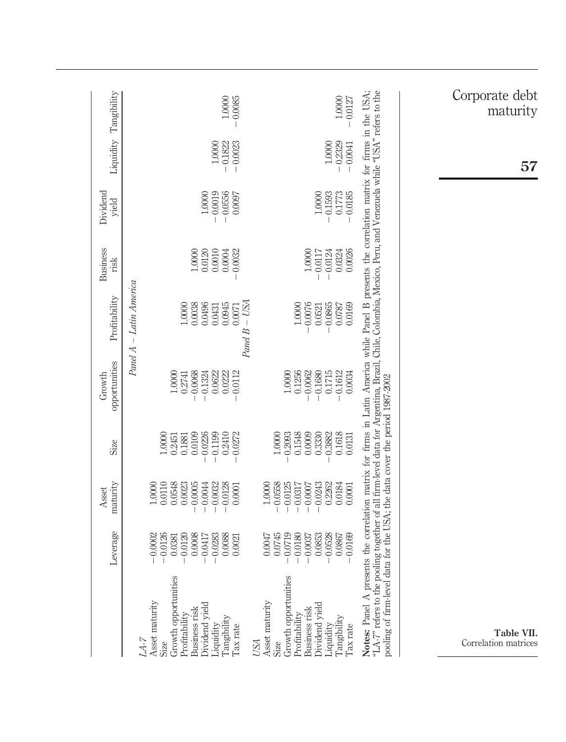**Table VII.** Correlation matrices

| | Leverage | Asset maturity | Size | Growth opportunities | Profitability | Business risk | Dividend yield | Liquidity | Tangibility |
|---|---|---|---|---|---|---|---|---|---|
| | | | | *Panel A – Latin America* | | | | | |
| *LA-7* | | | | | | | | | |
| Asset maturity | −0.0002 | 1.0000 | | | | | | | |
| Size | −0.0126 | 0.0110 | 1.0000 | | | | | | |
| Growth opportunities | 0.0381 | 0.0548 | 0.2451 | 1.0000 | | | | | |
| Profitability | −0.0120 | 0.0023 | 0.1881 | 0.2741 | 1.0000 | | | | |
| Business risk | 0.0008 | −0.0005 | 0.0109 | −0.0068 | 0.0038 | 1.0000 | | | |
| Dividend yield | −0.0417 | −0.0044 | −0.0226 | −0.1324 | 0.0496 | 0.0120 | 1.0000 | | |
| Liquidity | −0.0283 | −0.0032 | −0.1199 | 0.0622 | 0.0431 | 0.0010 | −0.0019 | 1.0000 | |
| Tangibility | 0.0088 | −0.0128 | 0.2410 | 0.0222 | 0.0945 | 0.0004 | −0.0556 | −0.1822 | 1.0000 |
| Tax rate | 0.0021 | 0.0001 | −0.0272 | −0.0112 | 0.0071 | −0.0032 | 0.0097 | −0.0023 | −0.0085 |
| | | | | *Panel B – USA* | | | | | |
| *USA* | | | | | | | | | |
| Asset maturity | 0.0047 | 1.0000 | | | | | | | |
| Size | 0.0745 | −0.0558 | 1.0000 | | | | | | |
| Growth opportunities | −0.0719 | −0.0125 | −0.2093 | 1.0000 | | | | | |
| Profitability | −0.0180 | −0.0317 | 0.1548 | 0.1256 | 1.0000 | | | | |
| Business risk | −0.0037 | −0.0007 | 0.0009 | −0.0062 | −0.0076 | 1.0000 | | | |
| Dividend yield | 0.0853 | −0.0243 | 0.3330 | −0.1680 | 0.0521 | −0.0117 | 1.0000 | | |
| Liquidity | −0.0528 | 0.2262 | −0.3882 | 0.1715 | −0.0865 | −0.0124 | −0.1593 | 1.0000 | |
| Tangibility | 0.0867 | 0.0184 | 0.1618 | −0.1612 | 0.0787 | 0.0324 | 0.1773 | −0.2329 | 1.0000 |
| Tax rate | −0.0169 | 0.0001 | 0.0131 | 0.0034 | 0.0169 | 0.0026 | −0.0185 | −0.0041 | −0.0127 |

**Notes:** Panel A presents the correlation matrix for firms in Latin America while Panel B presents the correlation matrix for firms in the USA; "LA-7" refers to the pooling together of all firm-level data for Argentina, Brazil, Chile, Colombia, Mexico, Peru, and Venezuela while "USA" refers to the pooling of firm-level data for the USA; the data cover the period 1987-2002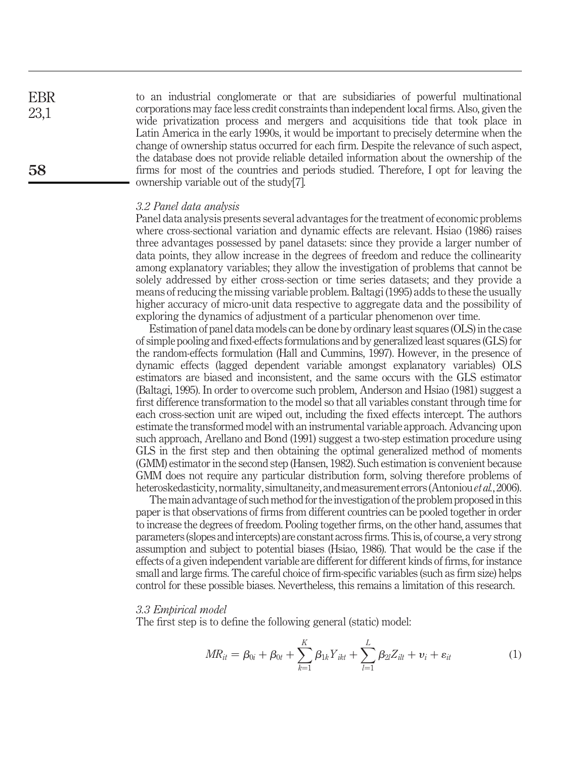to an industrial conglomerate or that are subsidiaries of powerful multinational corporations may face less credit constraints than independent local firms. Also, given the wide privatization process and mergers and acquisitions tide that took place in Latin America in the early 1990s, it would be important to precisely determine when the change of ownership status occurred for each firm. Despite the relevance of such aspect, the database does not provide reliable detailed information about the ownership of the firms for most of the countries and periods studied. Therefore, I opt for leaving the ownership variable out of the study[7].

### *3.2 Panel data analysis*

Panel data analysis presents several advantages for the treatment of economic problems where cross-sectional variation and dynamic effects are relevant. Hsiao (1986) raises three advantages possessed by panel datasets: since they provide a larger number of data points, they allow increase in the degrees of freedom and reduce the collinearity among explanatory variables; they allow the investigation of problems that cannot be solely addressed by either cross-section or time series datasets; and they provide a means of reducing the missing variable problem. Baltagi (1995) adds to these the usually higher accuracy of micro-unit data respective to aggregate data and the possibility of exploring the dynamics of adjustment of a particular phenomenon over time.

Estimation of panel data models can be done by ordinary least squares (OLS) in the case of simple pooling and fixed-effects formulations and by generalized least squares (GLS) for the random-effects formulation (Hall and Cummins, 1997). However, in the presence of dynamic effects (lagged dependent variable amongst explanatory variables) OLS estimators are biased and inconsistent, and the same occurs with the GLS estimator (Baltagi, 1995). In order to overcome such problem, Anderson and Hsiao (1981) suggest a first difference transformation to the model so that all variables constant through time for each cross-section unit are wiped out, including the fixed effects intercept. The authors estimate the transformed model with an instrumental variable approach. Advancing upon such approach, Arellano and Bond (1991) suggest a two-step estimation procedure using GLS in the first step and then obtaining the optimal generalized method of moments (GMM) estimator in the second step (Hansen, 1982). Such estimation is convenient because GMM does not require any particular distribution form, solving therefore problems of heteroskedasticity, normality, simultaneity, and measurement errors (Antoniou *et al.*, 2006).

The main advantage of such method for the investigation of the problem proposed in this paper is that observations of firms from different countries can be pooled together in order to increase the degrees of freedom. Pooling together firms, on the other hand, assumes that parameters (slopes and intercepts) are constant across firms. This is, of course, a very strong assumption and subject to potential biases (Hsiao, 1986). That would be the case if the effects of a given independent variable are different for different kinds of firms, for instance small and large firms. The careful choice of firm-specific variables (such as firm size) helps control for these possible biases. Nevertheless, this remains a limitation of this research.

### *3.3 Empirical model*

The first step is to define the following general (static) model:

$$MR_{it} = \beta_{0i} + \beta_{0t} + \sum_{k=1}^{K} \beta_{1k} Y_{ikt} + \sum_{l=1}^{L} \beta_{2l} Z_{ilt} + \upsilon_i + \varepsilon_{it} \tag{1}$$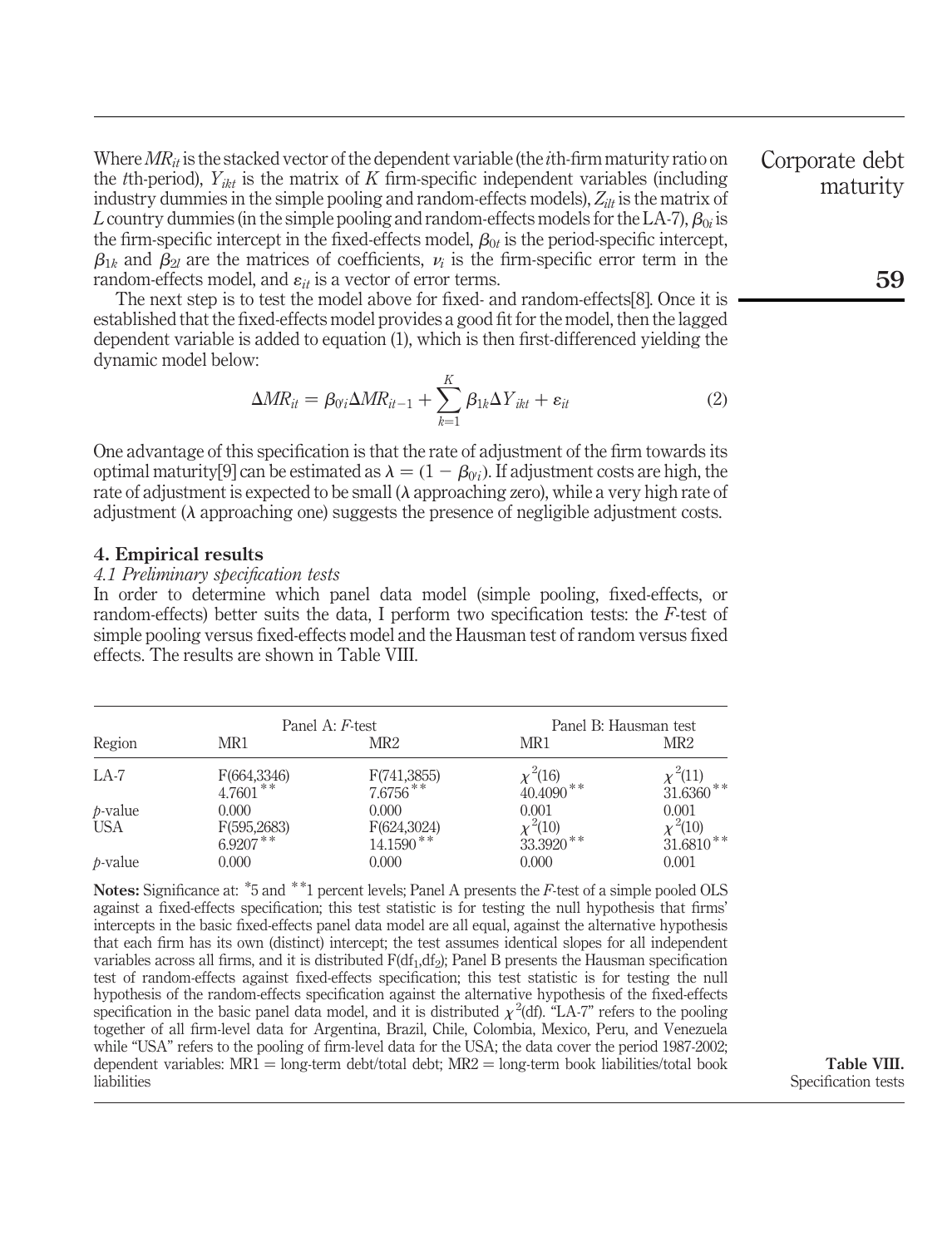Where $MR_{it}$ is the stacked vector of the dependent variable (the $i$th-firm maturity ratio on the $t$th-period), $Y_{ikt}$ is the matrix of $K$ firm-specific independent variables (including industry dummies in the simple pooling and random-effects models), $Z_{ilt}$ is the matrix of $L$ country dummies (in the simple pooling and random-effects models for the LA-7), $\beta_{0i}$ is the firm-specific intercept in the fixed-effects model, $\beta_{0t}$ is the period-specific intercept, $\beta_{1k}$ and $\beta_{2l}$ are the matrices of coefficients, $\nu_i$ is the firm-specific error term in the random-effects model, and $\varepsilon_{it}$ is a vector of error terms.

The next step is to test the model above for fixed- and random-effects[8]. Once it is established that the fixed-effects model provides a good fit for the model, then the lagged dependent variable is added to equation (1), which is then first-differenced yielding the dynamic model below:

$$\Delta MR_{it} = \beta_{0'i} \Delta MR_{it-1} + \sum_{k=1}^{K} \beta_{1k} \Delta Y_{ikt} + \varepsilon_{it} \qquad (2)$$

One advantage of this specification is that the rate of adjustment of the firm towards its optimal maturity[9] can be estimated as $\lambda = (1 - \beta_{0'i})$. If adjustment costs are high, the rate of adjustment is expected to be small ($\lambda$ approaching zero), while a very high rate of adjustment ($\lambda$ approaching one) suggests the presence of negligible adjustment costs.

## 4. Empirical results

### *4.1 Preliminary specification tests*

In order to determine which panel data model (simple pooling, fixed-effects, or random-effects) better suits the data, I perform two specification tests: the $F$-test of simple pooling versus fixed-effects model and the Hausman test of random versus fixed effects. The results are shown in Table VIII.

| Region | Panel A: $F$-test | | Panel B: Hausman test | |
|---|---|---|---|---|
| | MR1 | MR2 | MR1 | MR2 |
| LA-7 | F(664,3346) 4.7601** | F(741,3855) 7.6756** | $\chi^2(16)$ 40.4090** | $\chi^2(11)$ 31.6360** |
| $p$-value | 0.000 | 0.000 | 0.001 | 0.001 |
| USA | F(595,2683) 6.9207** | F(624,3024) 14.1590** | $\chi^2(10)$ 33.3920** | $\chi^2(10)$ 31.6810** |
| $p$-value | 0.000 | 0.000 | 0.000 | 0.001 |

**Notes:** Significance at: *5 and **1 percent levels; Panel A presents the $F$-test of a simple pooled OLS against a fixed-effects specification; this test statistic is for testing the null hypothesis that firms' intercepts in the basic fixed-effects panel data model are all equal, against the alternative hypothesis that each firm has its own (distinct) intercept; the test assumes identical slopes for all independent variables across all firms, and it is distributed $F(df_1, df_2)$; Panel B presents the Hausman specification test of random-effects against fixed-effects specification; this test statistic is for testing the null hypothesis of the random-effects specification against the alternative hypothesis of the fixed-effects specification in the basic panel data model, and it is distributed $\chi^2$(df). "LA-7" refers to the pooling together of all firm-level data for Argentina, Brazil, Chile, Colombia, Mexico, Peru, and Venezuela while "USA" refers to the pooling of firm-level data for the USA; the data cover the period 1987-2002; dependent variables: MR1 = long-term debt/total debt; MR2 = long-term book liabilities/total book liabilities

**Table VIII.** Specification tests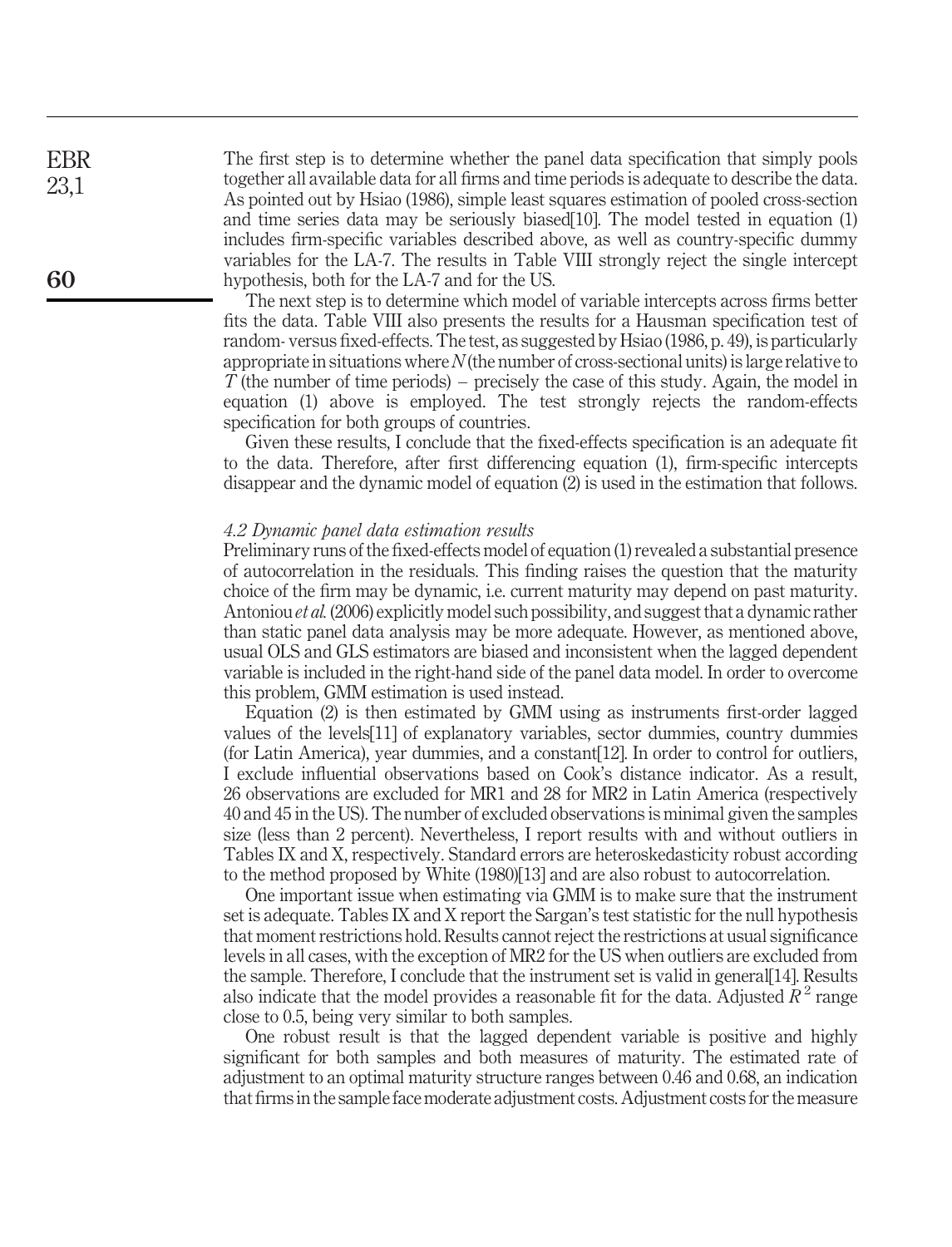The first step is to determine whether the panel data specification that simply pools together all available data for all firms and time periods is adequate to describe the data. As pointed out by Hsiao (1986), simple least squares estimation of pooled cross-section and time series data may be seriously biased[10]. The model tested in equation (1) includes firm-specific variables described above, as well as country-specific dummy variables for the LA-7. The results in Table VIII strongly reject the single intercept hypothesis, both for the LA-7 and for the US.

The next step is to determine which model of variable intercepts across firms better fits the data. Table VIII also presents the results for a Hausman specification test of random- versus fixed-effects. The test, as suggested by Hsiao (1986, p. 49), is particularly appropriate in situations where $N$ (the number of cross-sectional units) is large relative to $T$ (the number of time periods) – precisely the case of this study. Again, the model in equation (1) above is employed. The test strongly rejects the random-effects specification for both groups of countries.

Given these results, I conclude that the fixed-effects specification is an adequate fit to the data. Therefore, after first differencing equation (1), firm-specific intercepts disappear and the dynamic model of equation (2) is used in the estimation that follows.

### *4.2 Dynamic panel data estimation results*

Preliminary runs of the fixed-effects model of equation (1) revealed a substantial presence of autocorrelation in the residuals. This finding raises the question that the maturity choice of the firm may be dynamic, i.e. current maturity may depend on past maturity. Antoniou *et al.* (2006) explicitly model such possibility, and suggest that a dynamic rather than static panel data analysis may be more adequate. However, as mentioned above, usual OLS and GLS estimators are biased and inconsistent when the lagged dependent variable is included in the right-hand side of the panel data model. In order to overcome this problem, GMM estimation is used instead.

Equation (2) is then estimated by GMM using as instruments first-order lagged values of the levels[11] of explanatory variables, sector dummies, country dummies (for Latin America), year dummies, and a constant[12]. In order to control for outliers, I exclude influential observations based on Cook's distance indicator. As a result, 26 observations are excluded for MR1 and 28 for MR2 in Latin America (respectively 40 and 45 in the US). The number of excluded observations is minimal given the samples size (less than 2 percent). Nevertheless, I report results with and without outliers in Tables IX and X, respectively. Standard errors are heteroskedasticity robust according to the method proposed by White (1980)[13] and are also robust to autocorrelation.

One important issue when estimating via GMM is to make sure that the instrument set is adequate. Tables IX and X report the Sargan's test statistic for the null hypothesis that moment restrictions hold. Results cannot reject the restrictions at usual significance levels in all cases, with the exception of MR2 for the US when outliers are excluded from the sample. Therefore, I conclude that the instrument set is valid in general[14]. Results also indicate that the model provides a reasonable fit for the data. Adjusted $R^2$ range close to 0.5, being very similar to both samples.

One robust result is that the lagged dependent variable is positive and highly significant for both samples and both measures of maturity. The estimated rate of adjustment to an optimal maturity structure ranges between 0.46 and 0.68, an indication that firms in the sample face moderate adjustment costs. Adjustment costs for the measure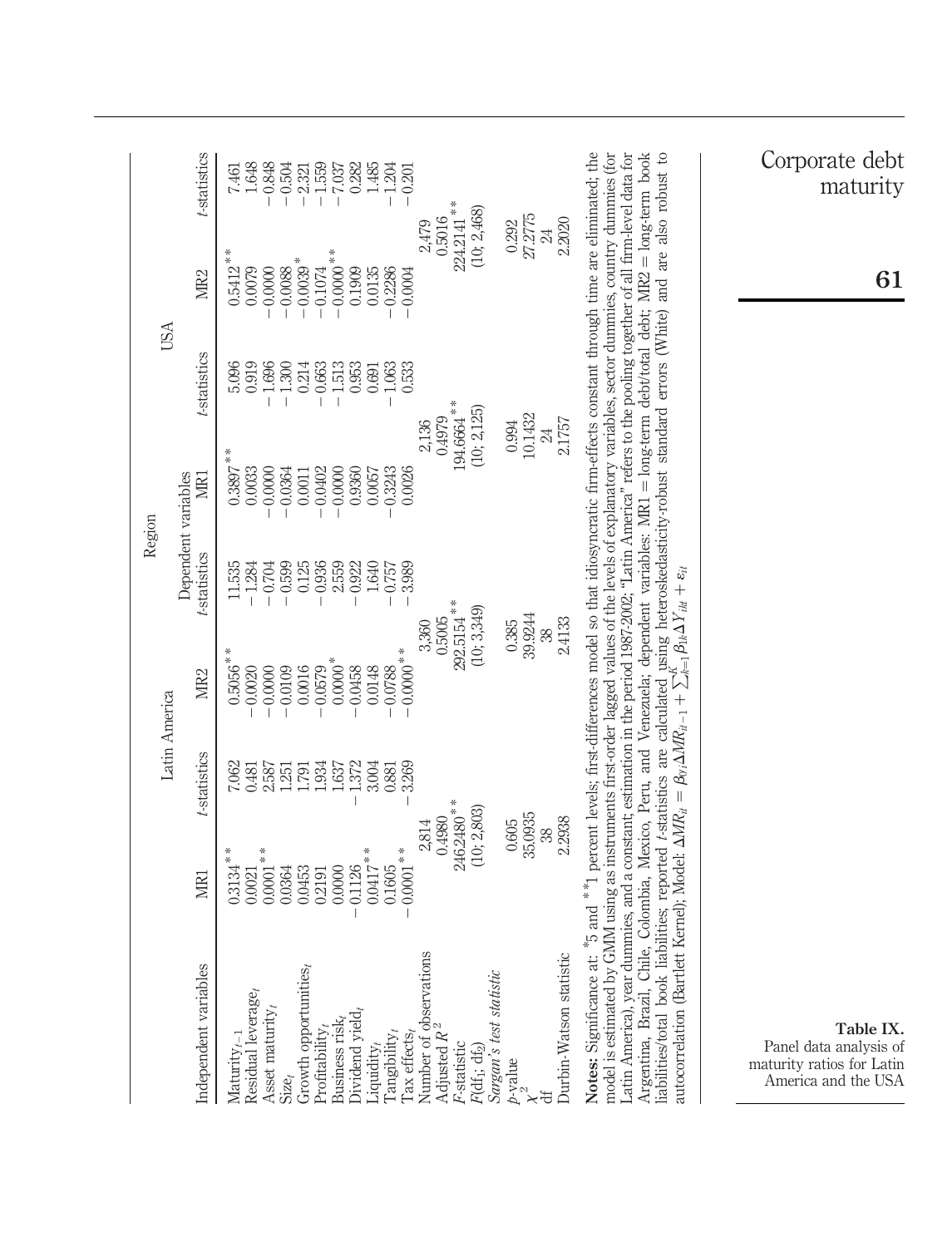**Table IX.** Panel data analysis of maturity ratios for Latin America and the USA

| Independent variables | Latin America MR1 | t-statistics | Latin America MR2 | t-statistics | USA MR1 | t-statistics | USA MR2 | t-statistics |
|---|---|---|---|---|---|---|---|---|
| $Maturity_{t-1}$ | 0.3134** | 7.062 | 0.5056** | 11.535 | 0.3897** | 5.096 | 0.5412** | 7.461 |
| Residual $leverage_t$ | 0.0021 | 0.481 | −0.0020 | −1.284 | 0.0033 | 0.919 | 0.0079 | 1.648 |
| Asset $maturity_t$ | 0.0001** | 2.587 | −0.0000 | −0.704 | −0.0000 | −1.696 | −0.0000 | −0.848 |
| $Size_t$ | 0.0364 | 1.251 | −0.0109 | −0.599 | −0.0364 | −1.300 | −0.0088 | −0.504 |
| Growth $opportunities_t$ | 0.0453 | 1.791 | 0.0016 | 0.125 | 0.0011 | 0.214 | −0.0039* | −2.321 |
| $Profitability_t$ | 0.2191 | 1.934 | −0.0579 | −0.936 | −0.0402 | −0.663 | −0.1074 | −1.559 |
| Business $risk_t$ | 0.0000 | 1.637 | 0.0000* | 2.559 | −0.0000 | −1.513 | −0.0000** | −7.037 |
| Dividend $yield_t$ | −0.1126 | −1.372 | −0.0458 | −0.922 | 0.9360 | 0.953 | 0.1909 | 0.282 |
| $Liquidity_t$ | 0.0417** | 3.004 | 0.0148 | 1.640 | 0.0057 | 0.691 | 0.0135 | 1.485 |
| $Tangibility_t$ | 0.1605 | 0.881 | −0.0788 | −0.757 | −0.3243 | −1.063 | −0.2286 | −1.204 |
| Tax $effects_t$ | −0.0001** | −3.269 | −0.0000** | −3.989 | 0.0026 | 0.533 | −0.0004 | −0.201 |
| Number of observations | | 2,814 | | 3,360 | | 2,136 | | 2,479 |
| Adjusted $R^2$ | | 0.4980 | | 0.5005 | | 0.4979 | | 0.5016 |
| F-statistic | | 246.2480** | | 292.5154** | | 194.6664** | | 224.2141** |
| $F(df_1; df_2)$ | | (10; 2,803) | | (10; 3,349) | | (10; 2,125) | | (10; 2,468) |
| *Sargan's test statistic* | | | | | | | | |
| p-value | | 0.605 | | 0.385 | | 0.994 | | 0.292 |
| $\chi^2$ | | 35.0935 | | 39.9244 | | 10.1432 | | 27.2775 |
| df | | 38 | | 38 | | 24 | | 24 |
| Durbin-Watson statistic | | 2.2938 | | 2.4133 | | 2.1757 | | 2.2020 |

**Notes:** Significance at: *5 and **1 percent levels; first-differences model so that idiosyncratic firm-effects constant through time are eliminated; the model is estimated by GMM using as instrument first-order lagged values of the levels of explanatory variables, sector dummies, country dummies (for Latin America), year dummies, and a constant; estimation in the period 1987-2002; "Latin America" refers to the pooling together of all firm-level data for Argentina, Brazil, Chile, Colombia, Mexico, Peru, and Venezuela; dependent variables: MR1 = long-term debt/total debt; MR2 = long-term book liabilities/total book liabilities; reported t-statistics are calculated using heteroskedasticity-robust standard errors (White) and are also robust to autocorrelation (Bartlett Kernel); Model: $\Delta MR_{it} = \beta_{0i}\Delta MR_{it-1} + \sum_{k=1}^{K}\beta_{1k}\Delta Y_{ikt} + \varepsilon_{it}$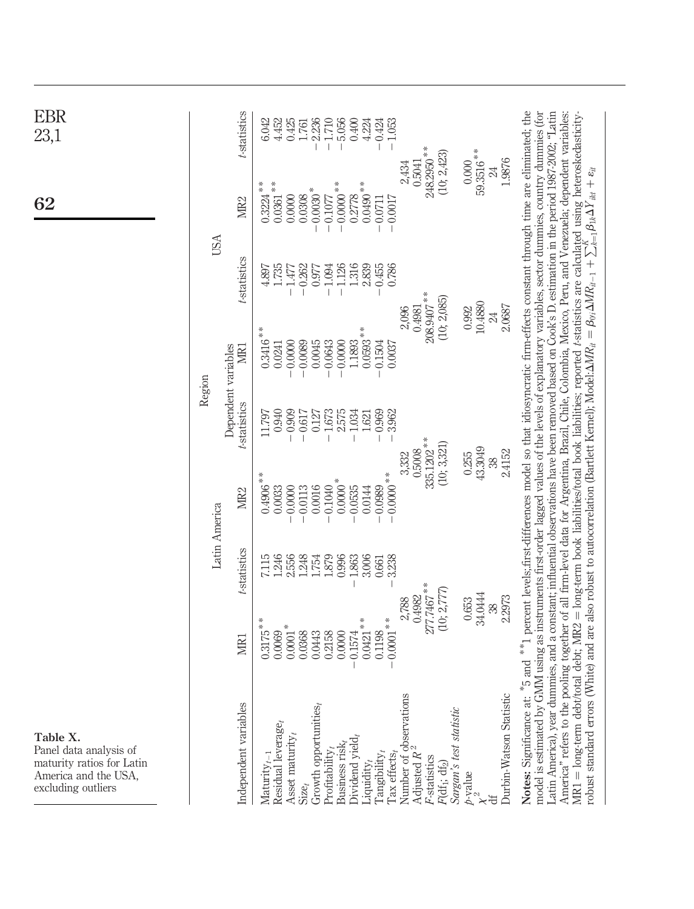**Table X.** Panel data analysis of maturity ratios for Latin America and the USA, excluding outliers

| Independent variables | Latin America | | | | USA | | | |
|---|---|---|---|---|---|---|---|---|
| | MR1 | t-statistics | MR2 | t-statistics | MR1 | t-statistics | MR2 | t-statistics |
| $Maturity_{t-1}$ | 0.3175** | 7.115 | 0.4906** | 11.797 | 0.3416** | 4.897 | 0.3224** | 6.042 |
| Residual $leverage_t$ | 0.0069 | 1.246 | 0.0033 | 0.940 | 0.0241 | 1.735 | 0.0361** | 4.452 |
| Asset $maturity_t$ | 0.0001* | 2.556 | −0.0000 | −0.909 | −0.0000 | −1.477 | 0.0000 | 0.425 |
| $Size_t$ | 0.0368 | 1.248 | −0.0113 | −0.617 | −0.0089 | −0.262 | 0.0308 | 1.761 |
| Growth $opportunities_t$ | 0.0443 | 1.754 | 0.0016 | 0.127 | 0.0045 | 0.977 | −0.0030* | −2.236 |
| $Profitability_t$ | 0.2158 | 1.879 | −0.1040* | −1.673 | −0.0643 | −1.094 | −0.1077 | −1.710 |
| Business $risk_t$ | 0.0000 | 0.996 | 0.0000* | 2.575 | −0.0000 | −1.126 | −0.0000** | −5.056 |
| Dividend $yield_t$ | −0.1574 | −1.863 | −0.0535 | −1.034 | 1.1893 | 1.316 | 0.2778 | 0.400 |
| $Liquidity_t$ | 0.0421** | 3.006 | 0.0144 | 1.621 | 0.0593** | 2.839 | 0.0490** | 4.224 |
| $Tangibility_t$ | 0.1198 | 0.661 | −0.0989 | −0.969 | −0.1504 | −0.455 | −0.0711 | −0.424 |
| Tax $effects_t$ | −0.0001** | −3.238 | −0.0000** | −3.962 | 0.0037 | 0.786 | −0.0017 | −1.053 |
| Number of observations | 2,788 | | 3,332 | | 2,096 | | 2,434 | |
| Adjusted $R^2$ | 0.4982 | | 0.5008 | | 0.4981 | | 0.5041 | |
| F-statistics | 277.7467** | | 335.1202** | | 208.9407** | | 248.2950** | |
| $F(df_1; df_2)$ | (10; 2,777) | | (10; 3,321) | | (10; 2,085) | | (10; 2,423) | |
| *Sargan's test statistic* | | | | | | | | |
| p-value | 0.653 | | 0.255 | | 0.992 | | 0.000 | |
| $\chi^2$ | 34.0444 | | 43.3049 | | 10.4880 | | 59.3516** | |
| df | 38 | | 38 | | 24 | | 24 | |
| Durbin-Watson Statistic | 2.2973 | | 2.4152 | | 2.0687 | | 1.9876 | |

**Notes:** Significance at: *5 and **1 percent levels; first-differences model so that idiosyncratic firm-effects constant through time are eliminated; the model is estimated by GMM using as instruments first-order lagged values of the levels of explanatory variables, sector dummies, country dummies (for Latin America), year dummies, and a constant; influential observations have been removed based on Cook's D. estimation in the period 1987-2002; "Latin America" refers to the pooling together of all firm-level data for Argentina, Brazil, Chile, Colombia, Mexico, Peru, and Venezuela; dependent variables: MR1 = long-term debt/total debt; MR2 = long-term book liabilities/total book liabilities; reported t-statistics are calculated using heteroskedasticity-robust standard errors (White) and are also robust to autocorrelation (Bartlett Kernel); Model: $\Delta MR_{it} = \beta_{0i}\Delta MR_{it-1} + \sum_{k=1}^{K}\beta_{1k}\Delta Y_{ikt} + \varepsilon_{it}$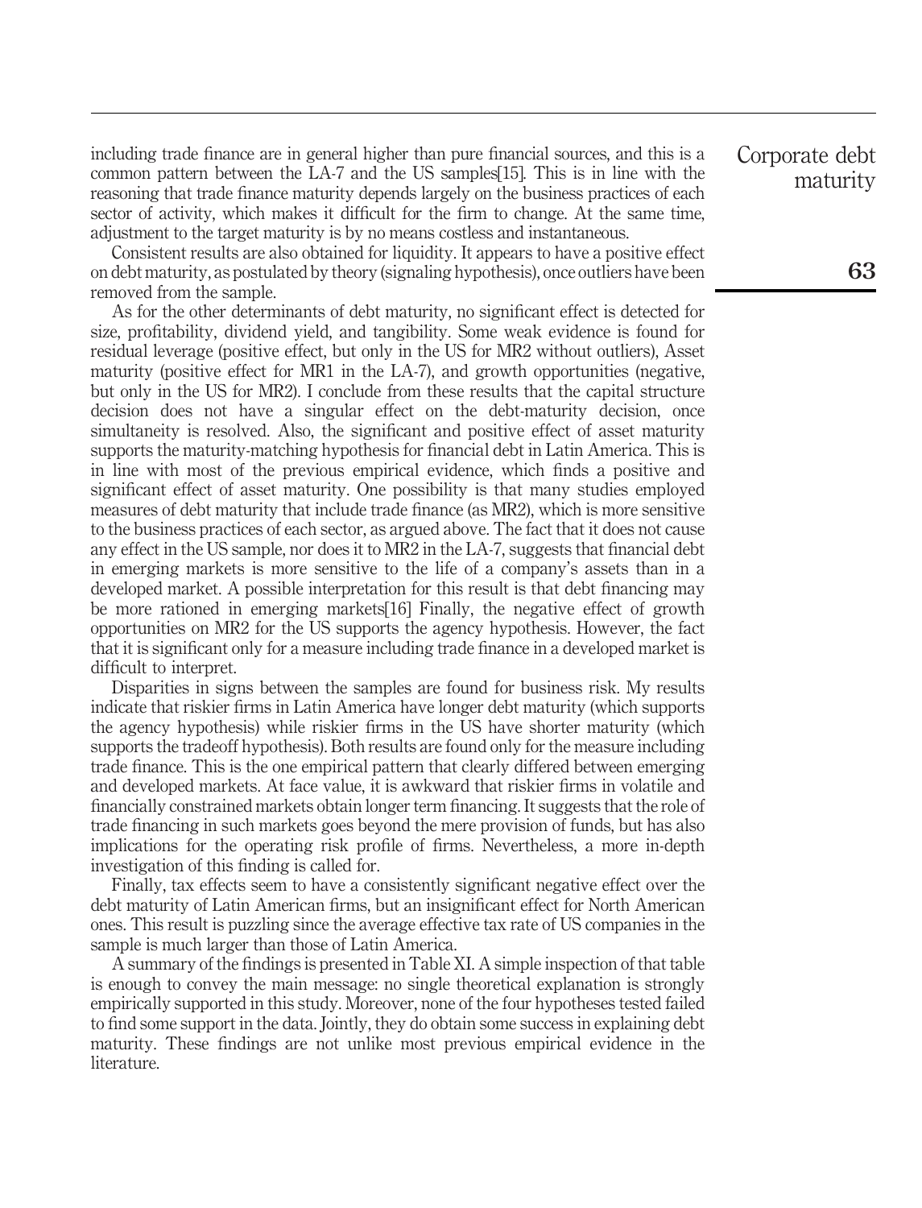including trade finance are in general higher than pure financial sources, and this is a common pattern between the LA-7 and the US samples[15]. This is in line with the reasoning that trade finance maturity depends largely on the business practices of each sector of activity, which makes it difficult for the firm to change. At the same time, adjustment to the target maturity is by no means costless and instantaneous.

Consistent results are also obtained for liquidity. It appears to have a positive effect on debt maturity, as postulated by theory (signaling hypothesis), once outliers have been removed from the sample.

As for the other determinants of debt maturity, no significant effect is detected for size, profitability, dividend yield, and tangibility. Some weak evidence is found for residual leverage (positive effect, but only in the US for MR2 without outliers), Asset maturity (positive effect for MR1 in the LA-7), and growth opportunities (negative, but only in the US for MR2). I conclude from these results that the capital structure decision does not have a singular effect on the debt-maturity decision, once simultaneity is resolved. Also, the significant and positive effect of asset maturity supports the maturity-matching hypothesis for financial debt in Latin America. This is in line with most of the previous empirical evidence, which finds a positive and significant effect of asset maturity. One possibility is that many studies employed measures of debt maturity that include trade finance (as MR2), which is more sensitive to the business practices of each sector, as argued above. The fact that it does not cause any effect in the US sample, nor does it to MR2 in the LA-7, suggests that financial debt in emerging markets is more sensitive to the life of a company's assets than in a developed market. A possible interpretation for this result is that debt financing may be more rationed in emerging markets[16] Finally, the negative effect of growth opportunities on MR2 for the US supports the agency hypothesis. However, the fact that it is significant only for a measure including trade finance in a developed market is difficult to interpret.

Disparities in signs between the samples are found for business risk. My results indicate that riskier firms in Latin America have longer debt maturity (which supports the agency hypothesis) while riskier firms in the US have shorter maturity (which supports the tradeoff hypothesis). Both results are found only for the measure including trade finance. This is the one empirical pattern that clearly differed between emerging and developed markets. At face value, it is awkward that riskier firms in volatile and financially constrained markets obtain longer term financing. It suggests that the role of trade financing in such markets goes beyond the mere provision of funds, but has also implications for the operating risk profile of firms. Nevertheless, a more in-depth investigation of this finding is called for.

Finally, tax effects seem to have a consistently significant negative effect over the debt maturity of Latin American firms, but an insignificant effect for North American ones. This result is puzzling since the average effective tax rate of US companies in the sample is much larger than those of Latin America.

A summary of the findings is presented in Table XI. A simple inspection of that table is enough to convey the main message: no single theoretical explanation is strongly empirically supported in this study. Moreover, none of the four hypotheses tested failed to find some support in the data. Jointly, they do obtain some success in explaining debt maturity. These findings are not unlike most previous empirical evidence in the literature.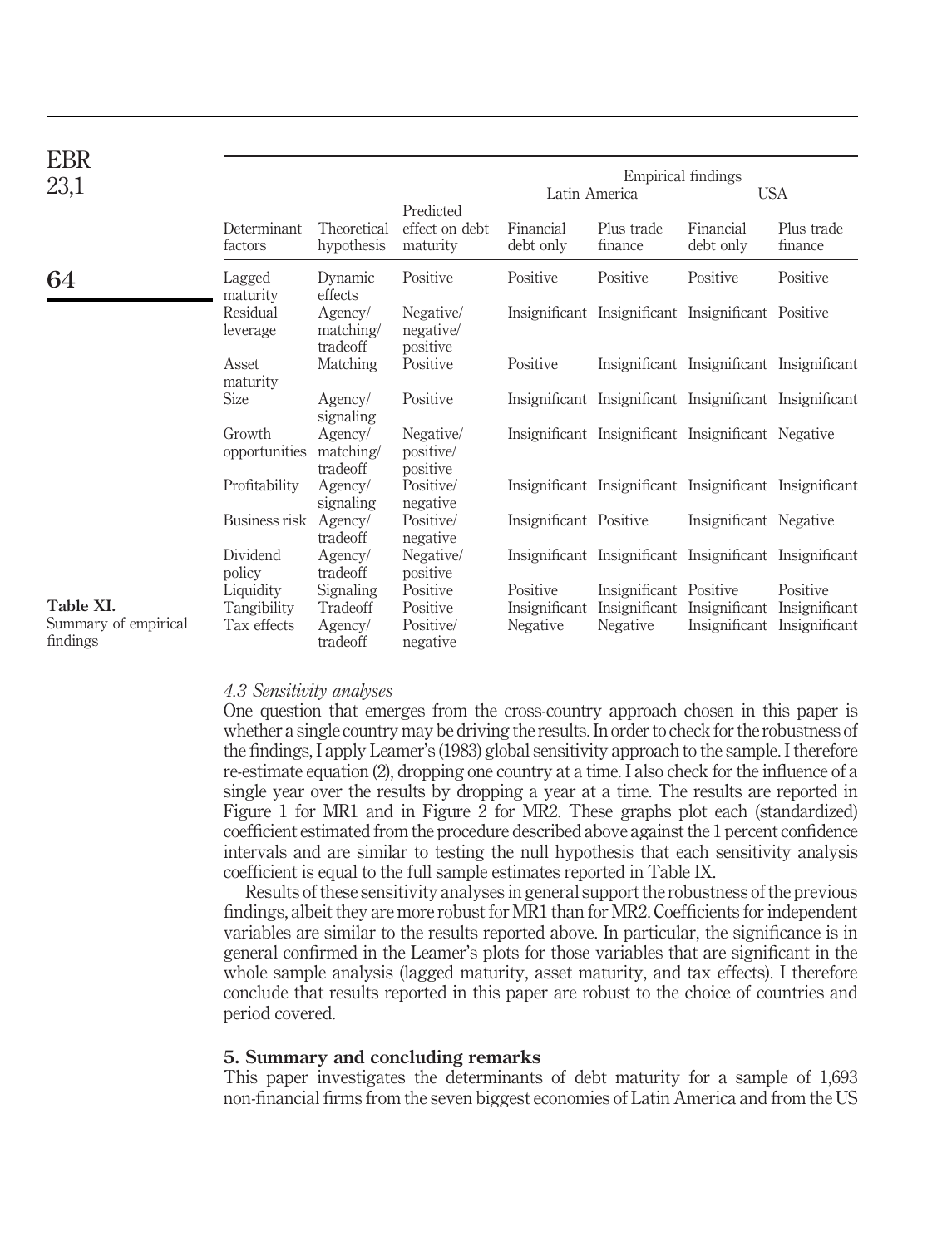**Table XI.** Summary of empirical findings

| Determinant factors | Theoretical hypothesis | Predicted effect on debt maturity | Empirical findings: Latin America – Financial debt only | Empirical findings: Latin America – Plus trade finance | Empirical findings: USA – Financial debt only | Empirical findings: USA – Plus trade finance |
|---|---|---|---|---|---|---|
| Lagged maturity | Dynamic effects | Positive | Positive | Positive | Positive | Positive |
| Residual leverage | Agency/ matching/ tradeoff | Negative/ negative/ positive | Insignificant | Insignificant | Insignificant | Positive |
| Asset maturity | Matching | Positive | Positive | Insignificant | Insignificant | Insignificant |
| Size | Agency/ signaling | Positive | Insignificant | Insignificant | Insignificant | Insignificant |
| Growth opportunities | Agency/ matching/ tradeoff | Negative/ positive/ positive | Insignificant | Insignificant | Insignificant | Negative |
| Profitability | Agency/ signaling | Positive/ negative | Insignificant | Insignificant | Insignificant | Insignificant |
| Business risk | Agency/ tradeoff | Positive/ negative | Insignificant | Positive | Insignificant | Negative |
| Dividend policy | Agency/ tradeoff | Negative/ positive | Insignificant | Insignificant | Insignificant | Insignificant |
| Liquidity | Signaling | Positive | Positive | Insignificant | Positive | Positive |
| Tangibility | Tradeoff | Positive | Insignificant | Insignificant | Insignificant | Insignificant |
| Tax effects | Agency/ tradeoff | Positive/ negative | Negative | Negative | Insignificant | Insignificant |

### *4.3 Sensitivity analyses*

One question that emerges from the cross-country approach chosen in this paper is whether a single country may be driving the results. In order to check for the robustness of the findings, I apply Leamer's (1983) global sensitivity approach to the sample. I therefore re-estimate equation (2), dropping one country at a time. I also check for the influence of a single year over the results by dropping a year at a time. The results are reported in Figure 1 for MR1 and in Figure 2 for MR2. These graphs plot each (standardized) coefficient estimated from the procedure described above against the 1 percent confidence intervals and are similar to testing the null hypothesis that each sensitivity analysis coefficient is equal to the full sample estimates reported in Table IX.

Results of these sensitivity analyses in general support the robustness of the previous findings, albeit they are more robust for MR1 than for MR2. Coefficients for independent variables are similar to the results reported above. In particular, the significance is in general confirmed in the Leamer's plots for those variables that are significant in the whole sample analysis (lagged maturity, asset maturity, and tax effects). I therefore conclude that results reported in this paper are robust to the choice of countries and period covered.

## 5. Summary and concluding remarks

This paper investigates the determinants of debt maturity for a sample of 1,693 non-financial firms from the seven biggest economies of Latin America and from the US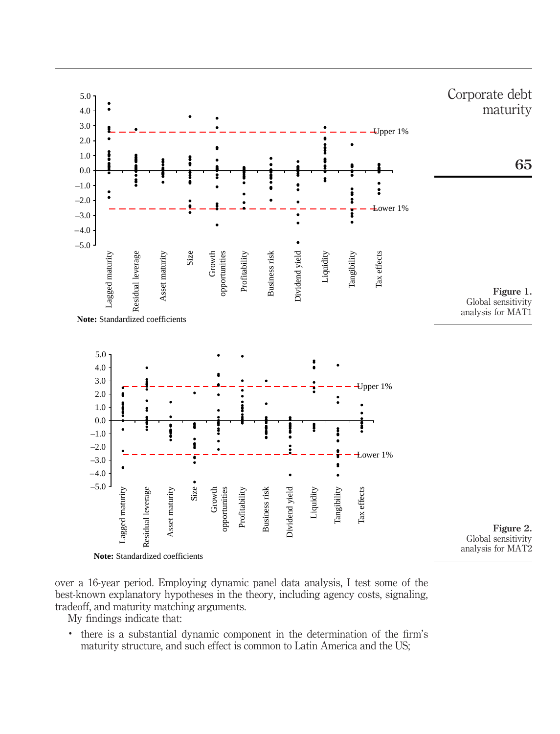Note: Standardized coefficients

**Figure 1.** Global sensitivity analysis for MAT1

Note: Standardized coefficients

**Figure 2.** Global sensitivity analysis for MAT2

over a 16-year period. Employing dynamic panel data analysis, I test some of the best-known explanatory hypotheses in the theory, including agency costs, signaling, tradeoff, and maturity matching arguments.

My findings indicate that:

- there is a substantial dynamic component in the determination of the firm's maturity structure, and such effect is common to Latin America and the US;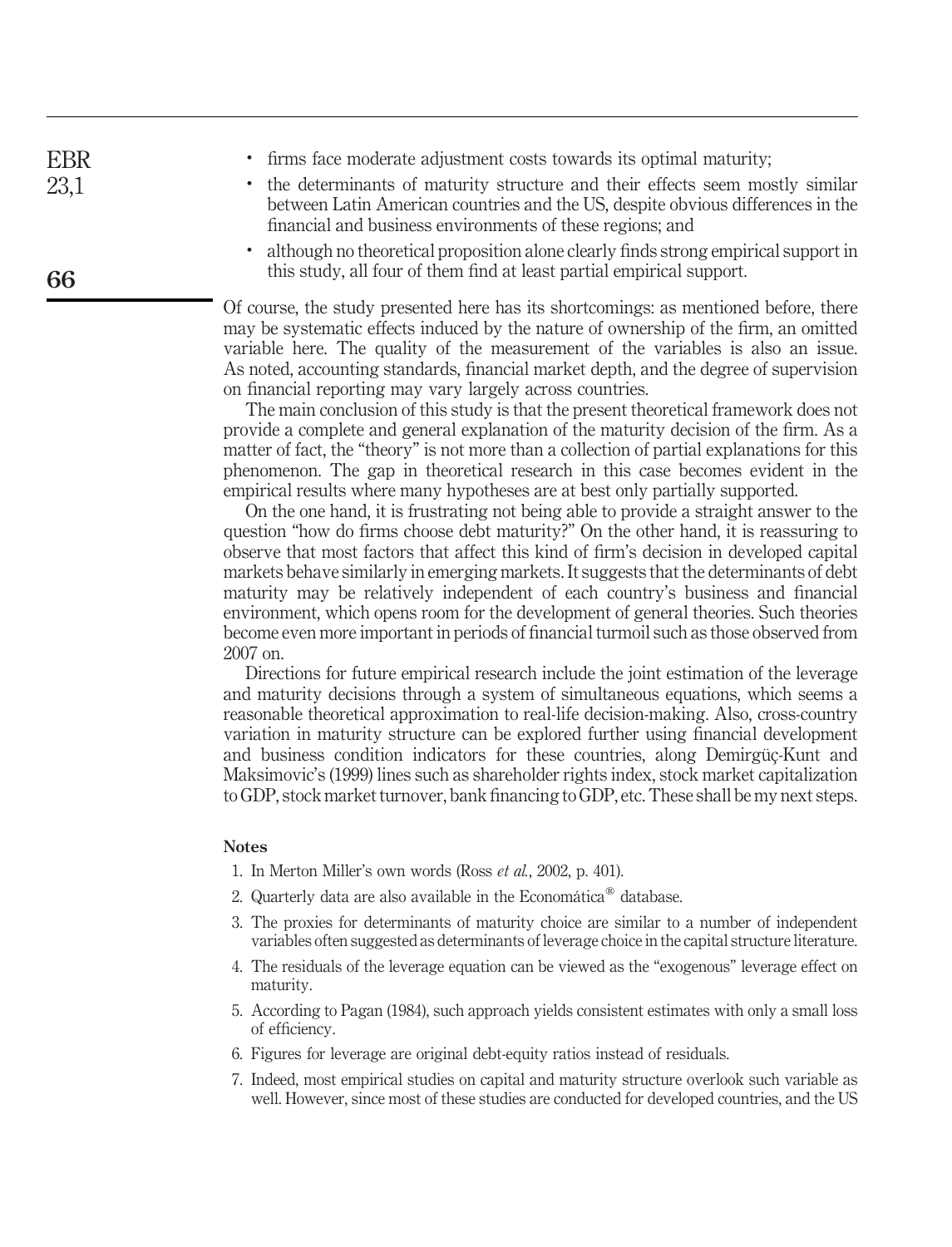- firms face moderate adjustment costs towards its optimal maturity;
- the determinants of maturity structure and their effects seem mostly similar between Latin American countries and the US, despite obvious differences in the financial and business environments of these regions; and
- although no theoretical proposition alone clearly finds strong empirical support in this study, all four of them find at least partial empirical support.

Of course, the study presented here has its shortcomings: as mentioned before, there may be systematic effects induced by the nature of ownership of the firm, an omitted variable here. The quality of the measurement of the variables is also an issue. As noted, accounting standards, financial market depth, and the degree of supervision on financial reporting may vary largely across countries.

The main conclusion of this study is that the present theoretical framework does not provide a complete and general explanation of the maturity decision of the firm. As a matter of fact, the "theory" is not more than a collection of partial explanations for this phenomenon. The gap in theoretical research in this case becomes evident in the empirical results where many hypotheses are at best only partially supported.

On the one hand, it is frustrating not being able to provide a straight answer to the question "how do firms choose debt maturity?" On the other hand, it is reassuring to observe that most factors that affect this kind of firm's decision in developed capital markets behave similarly in emerging markets. It suggests that the determinants of debt maturity may be relatively independent of each country's business and financial environment, which opens room for the development of general theories. Such theories become even more important in periods of financial turmoil such as those observed from 2007 on.

Directions for future empirical research include the joint estimation of the leverage and maturity decisions through a system of simultaneous equations, which seems a reasonable theoretical approximation to real-life decision-making. Also, cross-country variation in maturity structure can be explored further using financial development and business condition indicators for these countries, along Demirgüç-Kunt and Maksimovic's (1999) lines such as shareholder rights index, stock market capitalization to GDP, stock market turnover, bank financing to GDP, etc. These shall be my next steps.

## Notes

1. In Merton Miller's own words (Ross *et al.*, 2002, p. 401).
2. Quarterly data are also available in the Economática® database.
3. The proxies for determinants of maturity choice are similar to a number of independent variables often suggested as determinants of leverage choice in the capital structure literature.
4. The residuals of the leverage equation can be viewed as the "exogenous" leverage effect on maturity.
5. According to Pagan (1984), such approach yields consistent estimates with only a small loss of efficiency.
6. Figures for leverage are original debt-equity ratios instead of residuals.
7. Indeed, most empirical studies on capital and maturity structure overlook such variable as well. However, since most of these studies are conducted for developed countries, and the US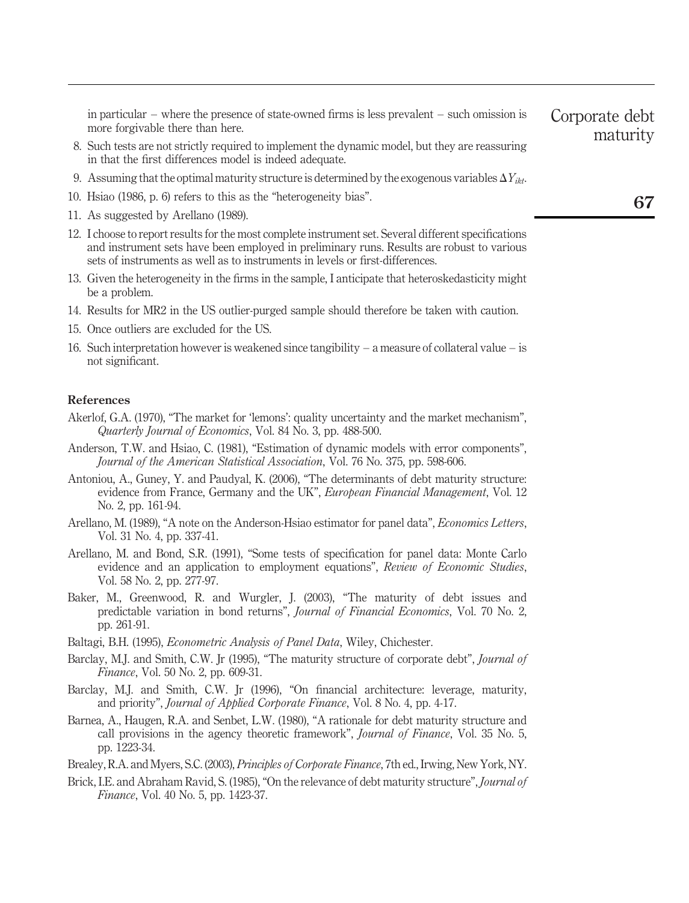in particular – where the presence of state-owned firms is less prevalent – such omission is more forgivable there than here.

8. Such tests are not strictly required to implement the dynamic model, but they are reassuring in that the first differences model is indeed adequate.
9. Assuming that the optimal maturity structure is determined by the exogenous variables $\Delta Y_{ikt}$.
10. Hsiao (1986, p. 6) refers to this as the "heterogeneity bias".
11. As suggested by Arellano (1989).
12. I choose to report results for the most complete instrument set. Several different specifications and instrument sets have been employed in preliminary runs. Results are robust to various sets of instruments as well as to instruments in levels or first-differences.
13. Given the heterogeneity in the firms in the sample, I anticipate that heteroskedasticity might be a problem.
14. Results for MR2 in the US outlier-purged sample should therefore be taken with caution.
15. Once outliers are excluded for the US.
16. Such interpretation however is weakened since tangibility – a measure of collateral value – is not significant.

## References

Akerlof, G.A. (1970), "The market for 'lemons': quality uncertainty and the market mechanism", *Quarterly Journal of Economics*, Vol. 84 No. 3, pp. 488-500.

Anderson, T.W. and Hsiao, C. (1981), "Estimation of dynamic models with error components", *Journal of the American Statistical Association*, Vol. 76 No. 375, pp. 598-606.

Antoniou, A., Guney, Y. and Paudyal, K. (2006), "The determinants of debt maturity structure: evidence from France, Germany and the UK", *European Financial Management*, Vol. 12 No. 2, pp. 161-94.

Arellano, M. (1989), "A note on the Anderson-Hsiao estimator for panel data", *Economics Letters*, Vol. 31 No. 4, pp. 337-41.

Arellano, M. and Bond, S.R. (1991), "Some tests of specification for panel data: Monte Carlo evidence and an application to employment equations", *Review of Economic Studies*, Vol. 58 No. 2, pp. 277-97.

Baker, M., Greenwood, R. and Wurgler, J. (2003), "The maturity of debt issues and predictable variation in bond returns", *Journal of Financial Economics*, Vol. 70 No. 2, pp. 261-91.

Baltagi, B.H. (1995), *Econometric Analysis of Panel Data*, Wiley, Chichester.

Barclay, M.J. and Smith, C.W. Jr (1995), "The maturity structure of corporate debt", *Journal of Finance*, Vol. 50 No. 2, pp. 609-31.

Barclay, M.J. and Smith, C.W. Jr (1996), "On financial architecture: leverage, maturity, and priority", *Journal of Applied Corporate Finance*, Vol. 8 No. 4, pp. 4-17.

Barnea, A., Haugen, R.A. and Senbet, L.W. (1980), "A rationale for debt maturity structure and call provisions in the agency theoretic framework", *Journal of Finance*, Vol. 35 No. 5, pp. 1223-34.

Brealey, R.A. and Myers, S.C. (2003), *Principles of Corporate Finance*, 7th ed., Irwing, New York, NY.

Brick, I.E. and Abraham Ravid, S. (1985), "On the relevance of debt maturity structure", *Journal of Finance*, Vol. 40 No. 5, pp. 1423-37.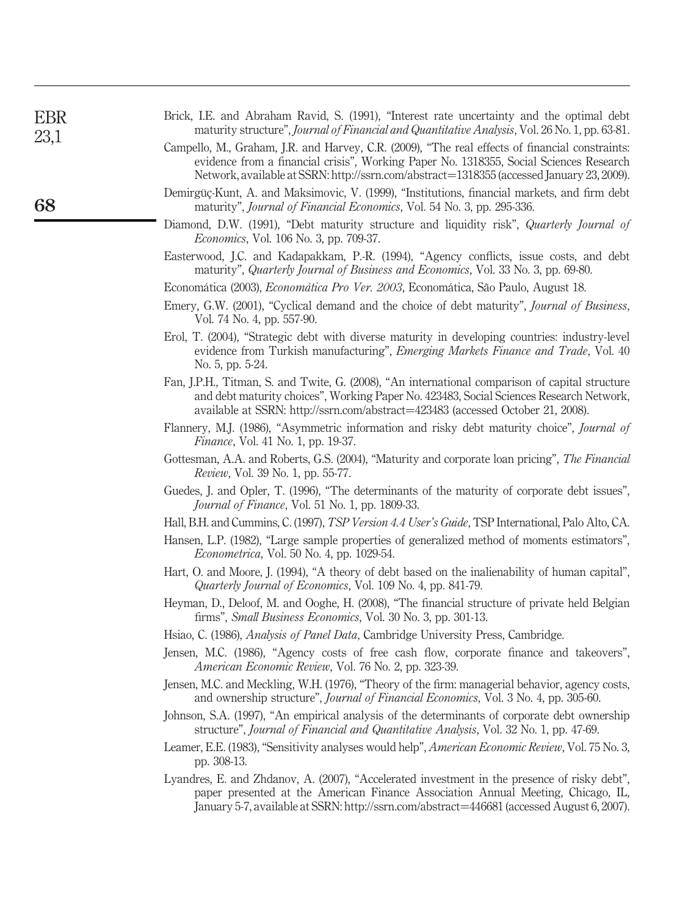Brick, I.E. and Abraham Ravid, S. (1991), "Interest rate uncertainty and the optimal debt maturity structure", *Journal of Financial and Quantitative Analysis*, Vol. 26 No. 1, pp. 63-81.

Campello, M., Graham, J.R. and Harvey, C.R. (2009), "The real effects of financial constraints: evidence from a financial crisis", Working Paper No. 1318355, Social Sciences Research Network, available at SSRN: http://ssrn.com/abstract=1318355 (accessed January 23, 2009).

Demirgüç-Kunt, A. and Maksimovic, V. (1999), "Institutions, financial markets, and firm debt maturity", *Journal of Financial Economics*, Vol. 54 No. 3, pp. 295-336.

Diamond, D.W. (1991), "Debt maturity structure and liquidity risk", *Quarterly Journal of Economics*, Vol. 106 No. 3, pp. 709-37.

Easterwood, J.C. and Kadapakkam, P.-R. (1994), "Agency conflicts, issue costs, and debt maturity", *Quarterly Journal of Business and Economics*, Vol. 33 No. 3, pp. 69-80.

Economática (2003), *Economática Pro Ver. 2003*, Economática, São Paulo, August 18.

Emery, G.W. (2001), "Cyclical demand and the choice of debt maturity", *Journal of Business*, Vol. 74 No. 4, pp. 557-90.

Erol, T. (2004), "Strategic debt with diverse maturity in developing countries: industry-level evidence from Turkish manufacturing", *Emerging Markets Finance and Trade*, Vol. 40 No. 5, pp. 5-24.

Fan, J.P.H., Titman, S. and Twite, G. (2008), "An international comparison of capital structure and debt maturity choices", Working Paper No. 423483, Social Sciences Research Network, available at SSRN: http://ssrn.com/abstract=423483 (accessed October 21, 2008).

Flannery, M.J. (1986), "Asymmetric information and risky debt maturity choice", *Journal of Finance*, Vol. 41 No. 1, pp. 19-37.

Gottesman, A.A. and Roberts, G.S. (2004), "Maturity and corporate loan pricing", *The Financial Review*, Vol. 39 No. 1, pp. 55-77.

Guedes, J. and Opler, T. (1996), "The determinants of the maturity of corporate debt issues", *Journal of Finance*, Vol. 51 No. 1, pp. 1809-33.

Hall, B.H. and Cummins, C. (1997), *TSP Version 4.4 User's Guide*, TSP International, Palo Alto, CA.

Hansen, L.P. (1982), "Large sample properties of generalized method of moments estimators", *Econometrica*, Vol. 50 No. 4, pp. 1029-54.

Hart, O. and Moore, J. (1994), "A theory of debt based on the inalienability of human capital", *Quarterly Journal of Economics*, Vol. 109 No. 4, pp. 841-79.

Heyman, D., Deloof, M. and Ooghe, H. (2008), "The financial structure of private held Belgian firms", *Small Business Economics*, Vol. 30 No. 3, pp. 301-13.

Hsiao, C. (1986), *Analysis of Panel Data*, Cambridge University Press, Cambridge.

Jensen, M.C. (1986), "Agency costs of free cash flow, corporate finance and takeovers", *American Economic Review*, Vol. 76 No. 2, pp. 323-39.

Jensen, M.C. and Meckling, W.H. (1976), "Theory of the firm: managerial behavior, agency costs, and ownership structure", *Journal of Financial Economics*, Vol. 3 No. 4, pp. 305-60.

Johnson, S.A. (1997), "An empirical analysis of the determinants of corporate debt ownership structure", *Journal of Financial and Quantitative Analysis*, Vol. 32 No. 1, pp. 47-69.

Leamer, E.E. (1983), "Sensitivity analyses would help", *American Economic Review*, Vol. 75 No. 3, pp. 308-13.

Lyandres, E. and Zhdanov, A. (2007), "Accelerated investment in the presence of risky debt", paper presented at the American Finance Association Annual Meeting, Chicago, IL, January 5-7, available at SSRN: http://ssrn.com/abstract=446681 (accessed August 6, 2007).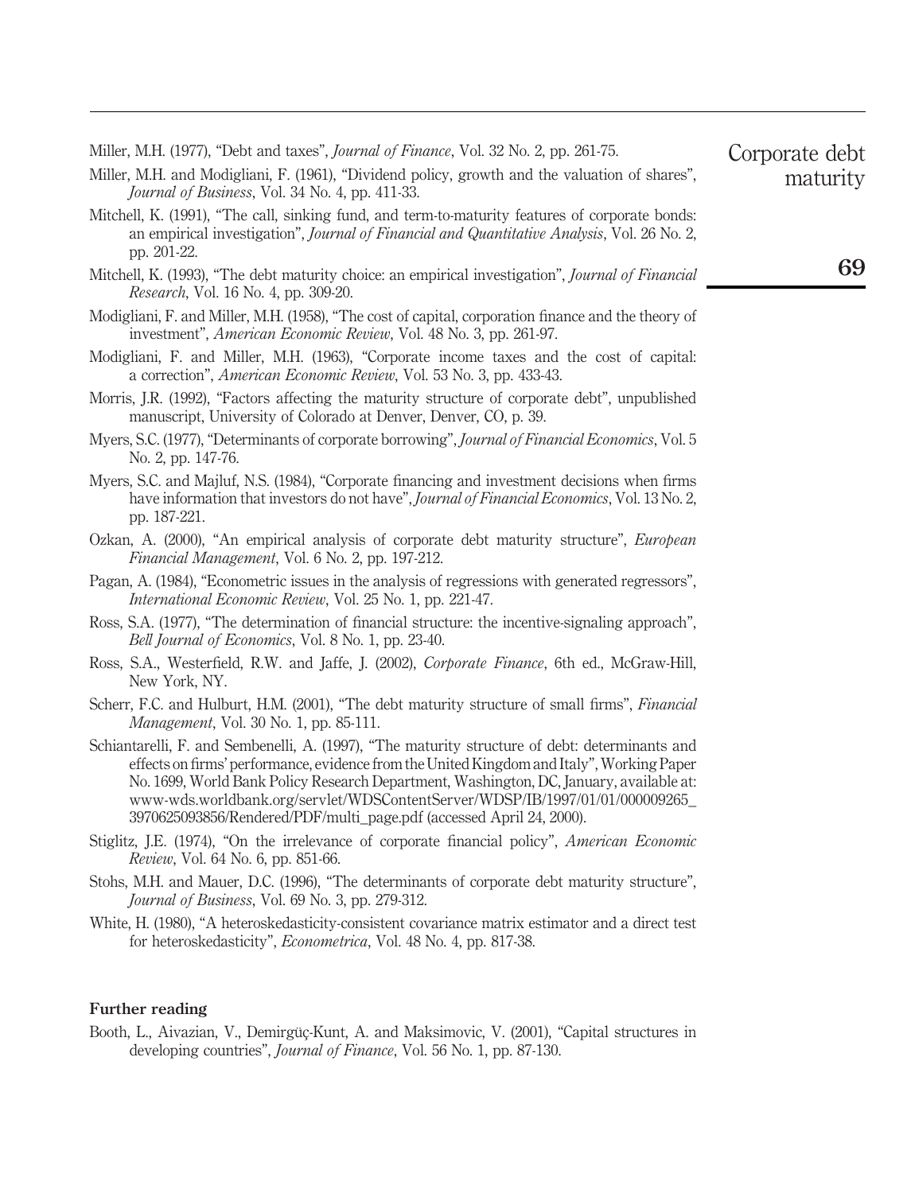Miller, M.H. (1977), "Debt and taxes", *Journal of Finance*, Vol. 32 No. 2, pp. 261-75.

Miller, M.H. and Modigliani, F. (1961), "Dividend policy, growth and the valuation of shares", *Journal of Business*, Vol. 34 No. 4, pp. 411-33.

Mitchell, K. (1991), "The call, sinking fund, and term-to-maturity features of corporate bonds: an empirical investigation", *Journal of Financial and Quantitative Analysis*, Vol. 26 No. 2, pp. 201-22.

Mitchell, K. (1993), "The debt maturity choice: an empirical investigation", *Journal of Financial Research*, Vol. 16 No. 4, pp. 309-20.

Modigliani, F. and Miller, M.H. (1958), "The cost of capital, corporation finance and the theory of investment", *American Economic Review*, Vol. 48 No. 3, pp. 261-97.

Modigliani, F. and Miller, M.H. (1963), "Corporate income taxes and the cost of capital: a correction", *American Economic Review*, Vol. 53 No. 3, pp. 433-43.

Morris, J.R. (1992), "Factors affecting the maturity structure of corporate debt", unpublished manuscript, University of Colorado at Denver, Denver, CO, p. 39.

Myers, S.C. (1977), "Determinants of corporate borrowing", *Journal of Financial Economics*, Vol. 5 No. 2, pp. 147-76.

Myers, S.C. and Majluf, N.S. (1984), "Corporate financing and investment decisions when firms have information that investors do not have", *Journal of Financial Economics*, Vol. 13 No. 2, pp. 187-221.

Ozkan, A. (2000), "An empirical analysis of corporate debt maturity structure", *European Financial Management*, Vol. 6 No. 2, pp. 197-212.

Pagan, A. (1984), "Econometric issues in the analysis of regressions with generated regressors", *International Economic Review*, Vol. 25 No. 1, pp. 221-47.

Ross, S.A. (1977), "The determination of financial structure: the incentive-signaling approach", *Bell Journal of Economics*, Vol. 8 No. 1, pp. 23-40.

Ross, S.A., Westerfield, R.W. and Jaffe, J. (2002), *Corporate Finance*, 6th ed., McGraw-Hill, New York, NY.

Scherr, F.C. and Hulburt, H.M. (2001), "The debt maturity structure of small firms", *Financial Management*, Vol. 30 No. 1, pp. 85-111.

Schiantarelli, F. and Sembenelli, A. (1997), "The maturity structure of debt: determinants and effects on firms' performance, evidence from the United Kingdom and Italy", Working Paper No. 1699, World Bank Policy Research Department, Washington, DC, January, available at: www-wds.worldbank.org/servlet/WDSContentServer/WDSP/IB/1997/01/01/000009265_3970625093856/Rendered/PDF/multi_page.pdf (accessed April 24, 2000).

Stiglitz, J.E. (1974), "On the irrelevance of corporate financial policy", *American Economic Review*, Vol. 64 No. 6, pp. 851-66.

Stohs, M.H. and Mauer, D.C. (1996), "The determinants of corporate debt maturity structure", *Journal of Business*, Vol. 69 No. 3, pp. 279-312.

White, H. (1980), "A heteroskedasticity-consistent covariance matrix estimator and a direct test for heteroskedasticity", *Econometrica*, Vol. 48 No. 4, pp. 817-38.

## Further reading

Booth, L., Aivazian, V., Demirgüç-Kunt, A. and Maksimovic, V. (2001), "Capital structures in developing countries", *Journal of Finance*, Vol. 56 No. 1, pp. 87-130.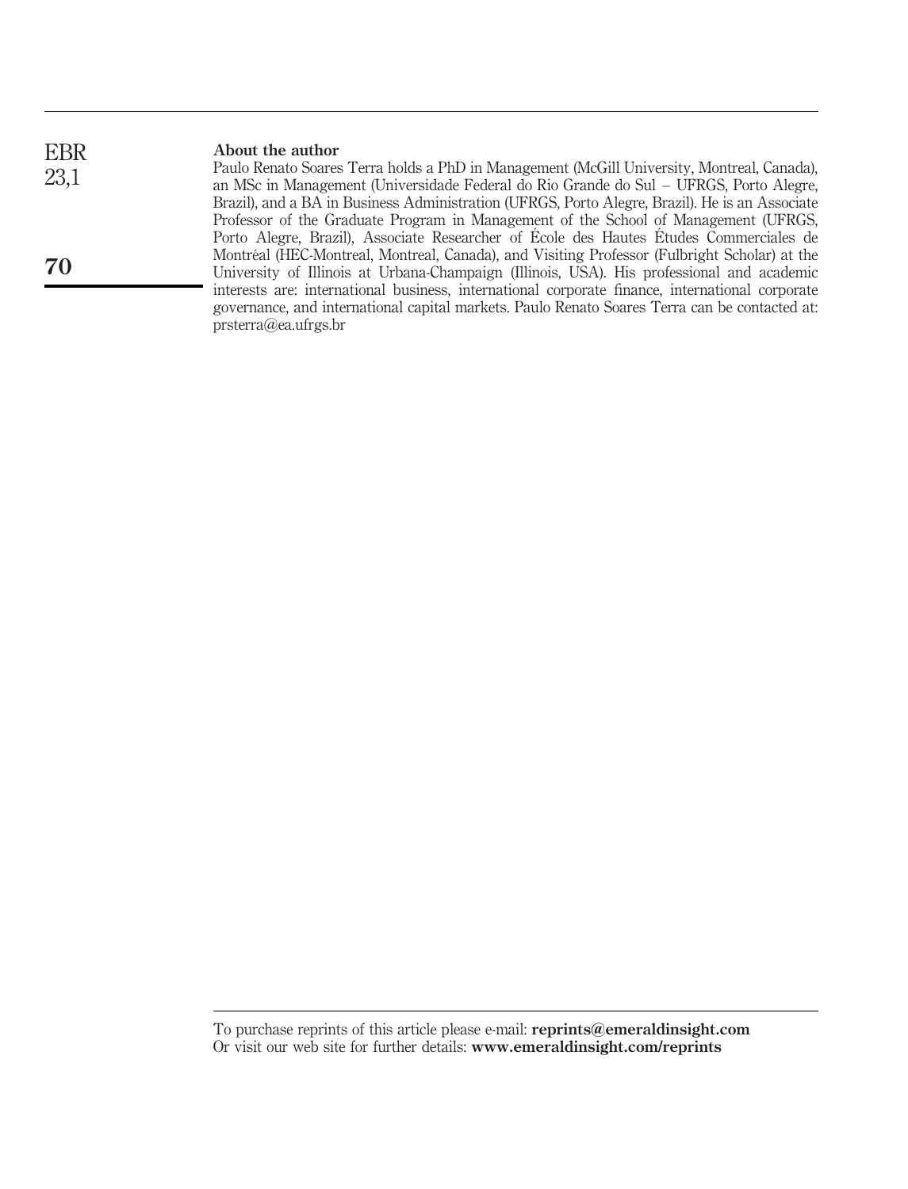**About the author**

Paulo Renato Soares Terra holds a PhD in Management (McGill University, Montreal, Canada), an MSc in Management (Universidade Federal do Rio Grande do Sul – UFRGS, Porto Alegre, Brazil), and a BA in Business Administration (UFRGS, Porto Alegre, Brazil). He is an Associate Professor of the Graduate Program in Management of the School of Management (UFRGS, Porto Alegre, Brazil), Associate Researcher of École des Hautes Études Commerciales de Montréal (HEC-Montreal, Montreal, Canada), and Visiting Professor (Fulbright Scholar) at the University of Illinois at Urbana-Champaign (Illinois, USA). His professional and academic interests are: international business, international corporate finance, international corporate governance, and international capital markets. Paulo Renato Soares Terra can be contacted at: prsterra@ea.ufrgs.br

To purchase reprints of this article please e-mail: **reprints@emeraldinsight.com**
Or visit our web site for further details: **www.emeraldinsight.com/reprints**